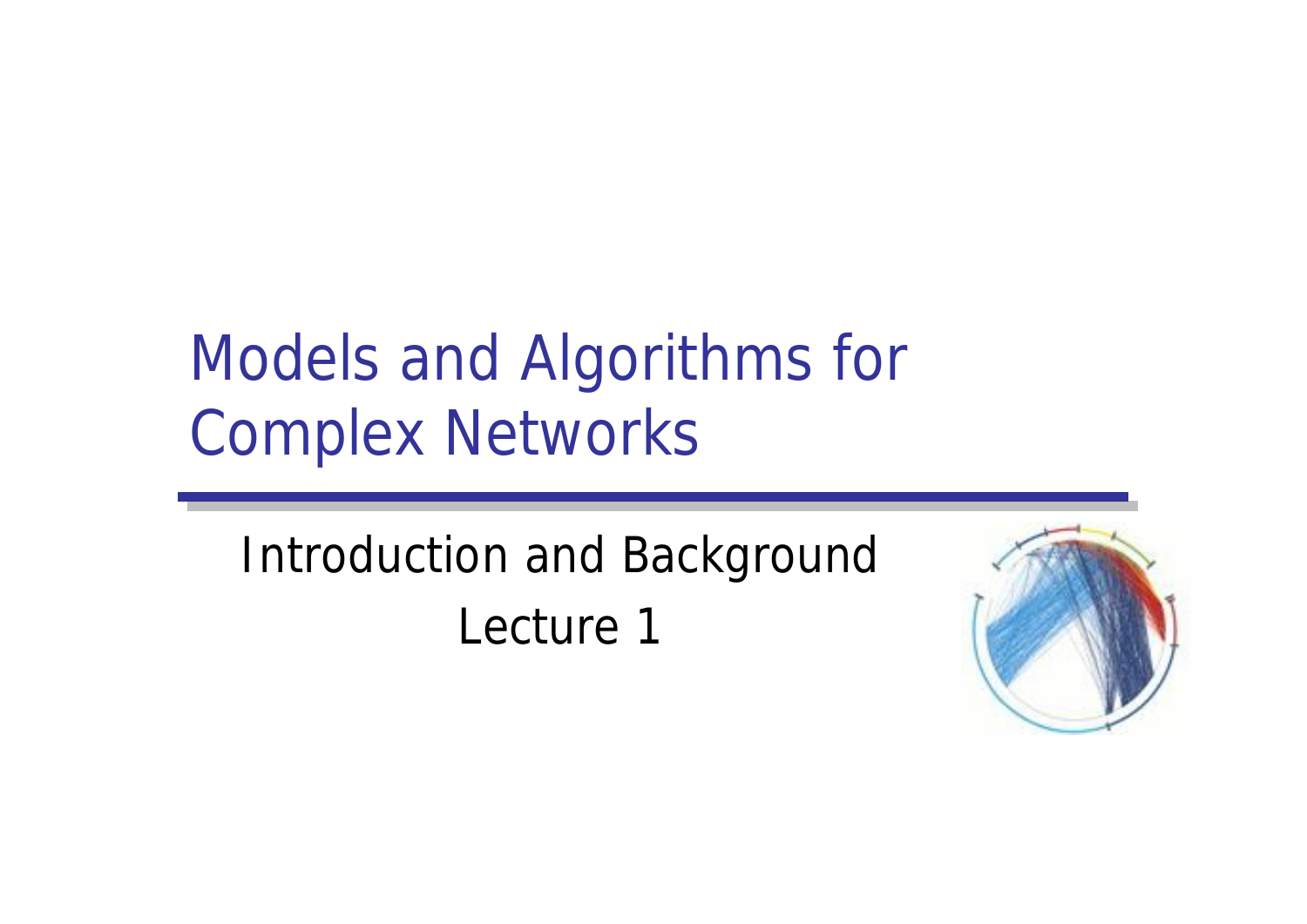# Models and Algorithms for Complex Networks

Introduction and Background

Lecture 1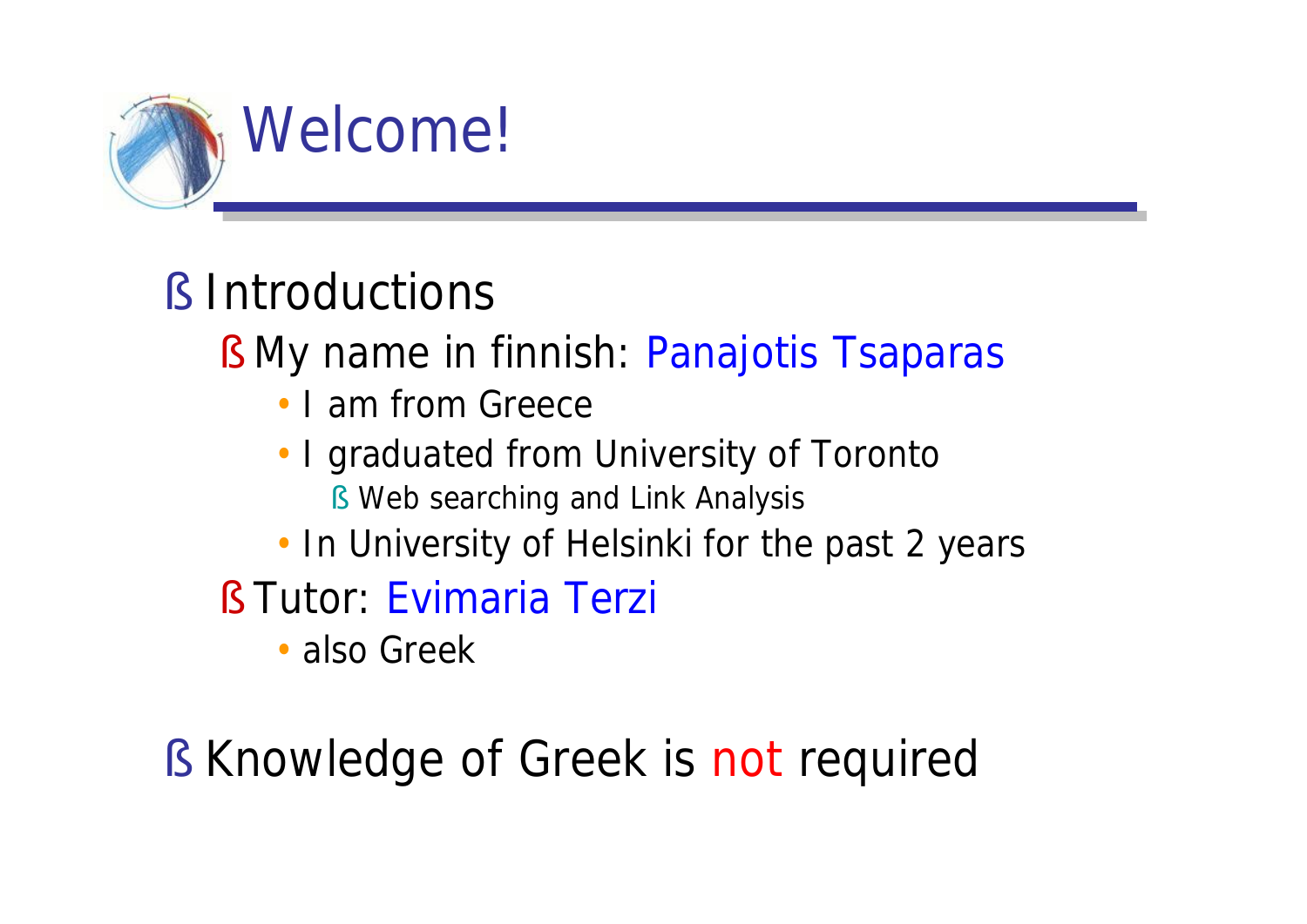# Welcome!

- Introductions
  - My name in finnish: Panajotis Tsaparas
    - I am from Greece
    - I graduated from University of Toronto
      - Web searching and Link Analysis
    - In University of Helsinki for the past 2 years
  - Tutor: Evimaria Terzi
    - also Greek
- Knowledge of Greek is not required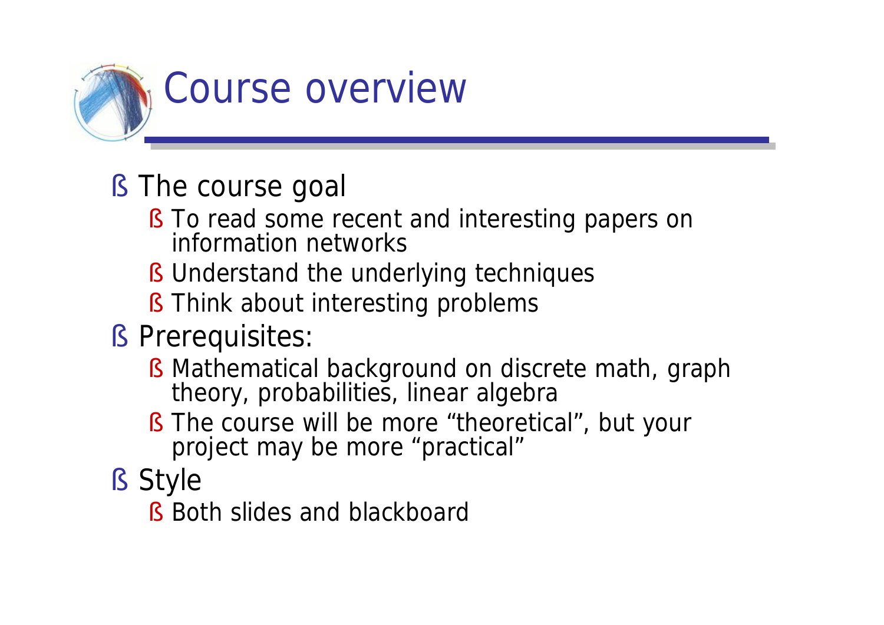# Course overview

- The course goal
  - To read some recent and interesting papers on information networks
  - Understand the underlying techniques
  - Think about interesting problems
- Prerequisites:
  - Mathematical background on discrete math, graph theory, probabilities, linear algebra
  - The course will be more "theoretical", but your project may be more "practical"
- Style
  - Both slides and blackboard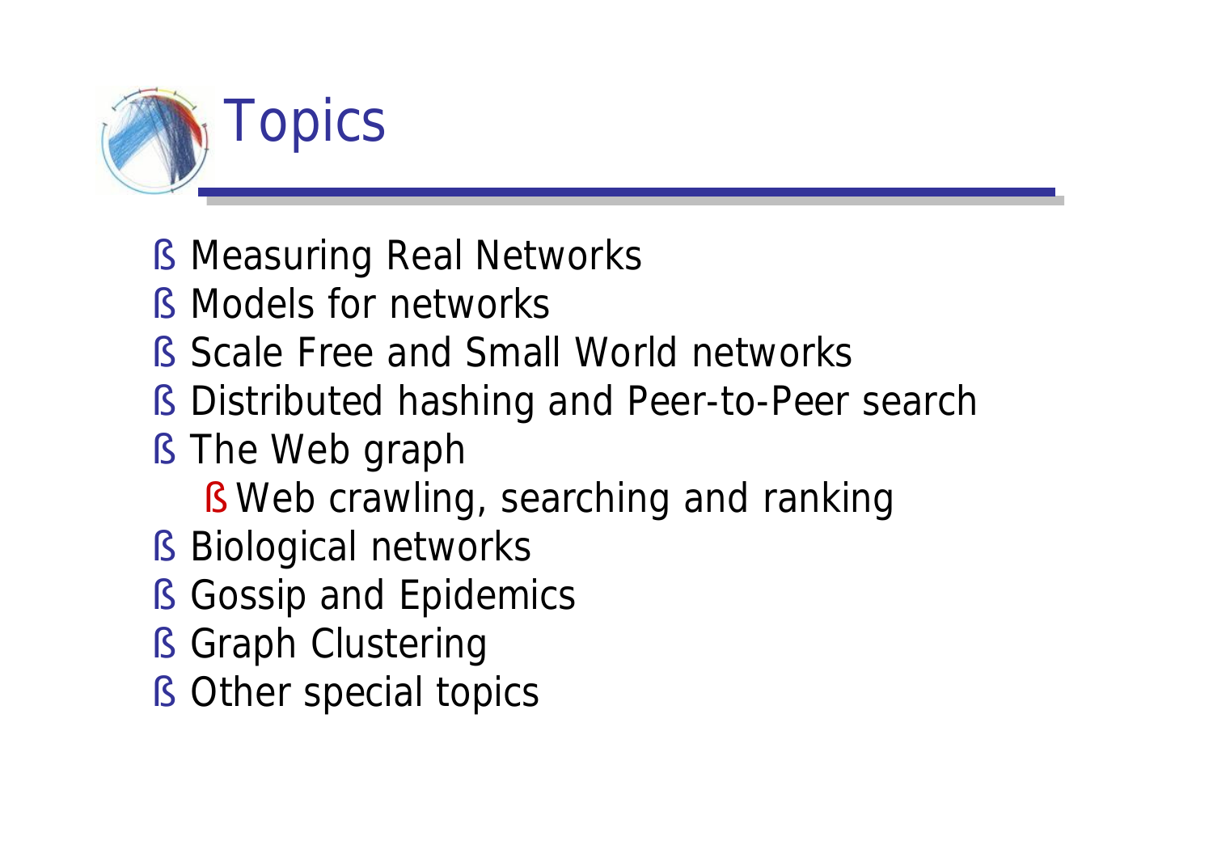# Topics

- Measuring Real Networks
- Models for networks
- Scale Free and Small World networks
- Distributed hashing and Peer-to-Peer search
- The Web graph
  - Web crawling, searching and ranking
- Biological networks
- Gossip and Epidemics
- Graph Clustering
- Other special topics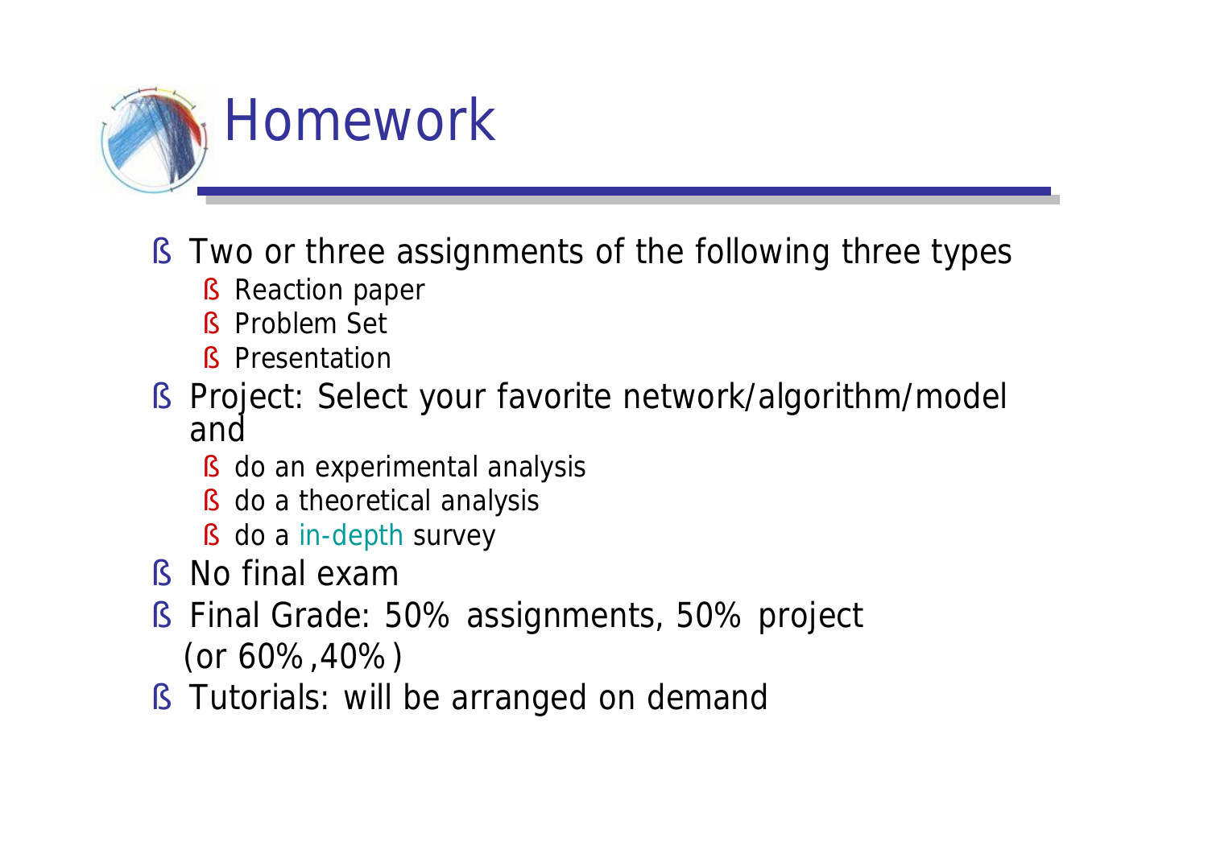# Homework

- Two or three assignments of the following three types
  - Reaction paper
  - Problem Set
  - Presentation
- Project: Select your favorite network/algorithm/model and
  - do an experimental analysis
  - do a theoretical analysis
  - do a in-depth survey
- No final exam
- Final Grade: 50% assignments, 50% project (or 60%,40%)
- Tutorials: will be arranged on demand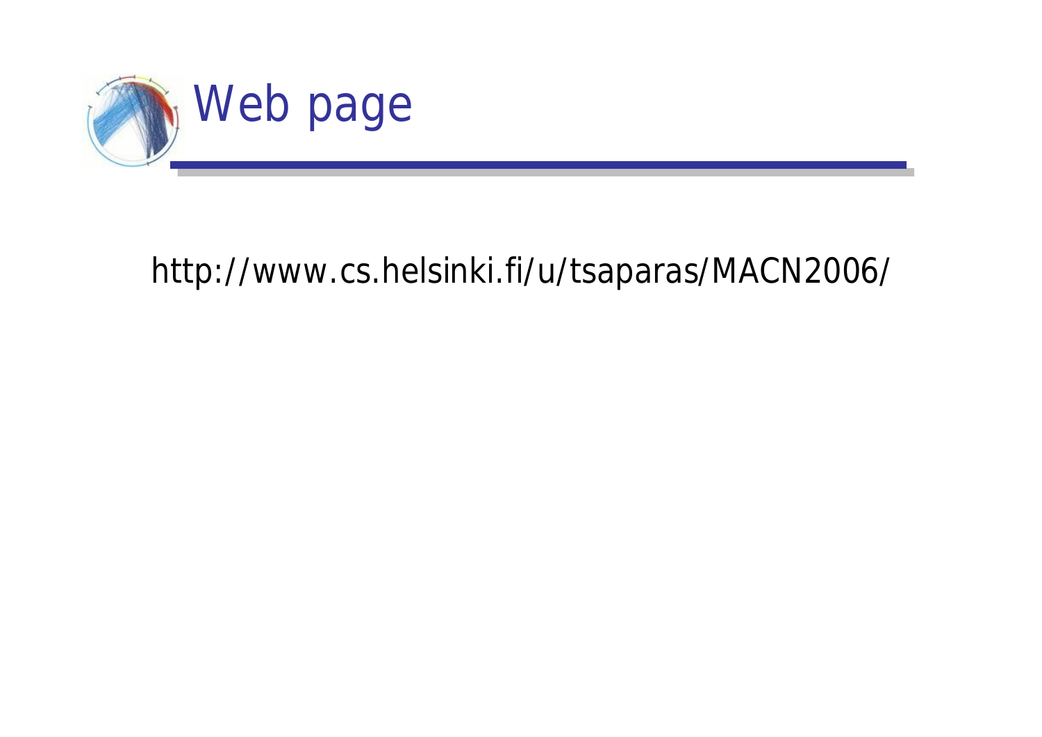# Web page

http://www.cs.helsinki.fi/u/tsaparas/MACN2006/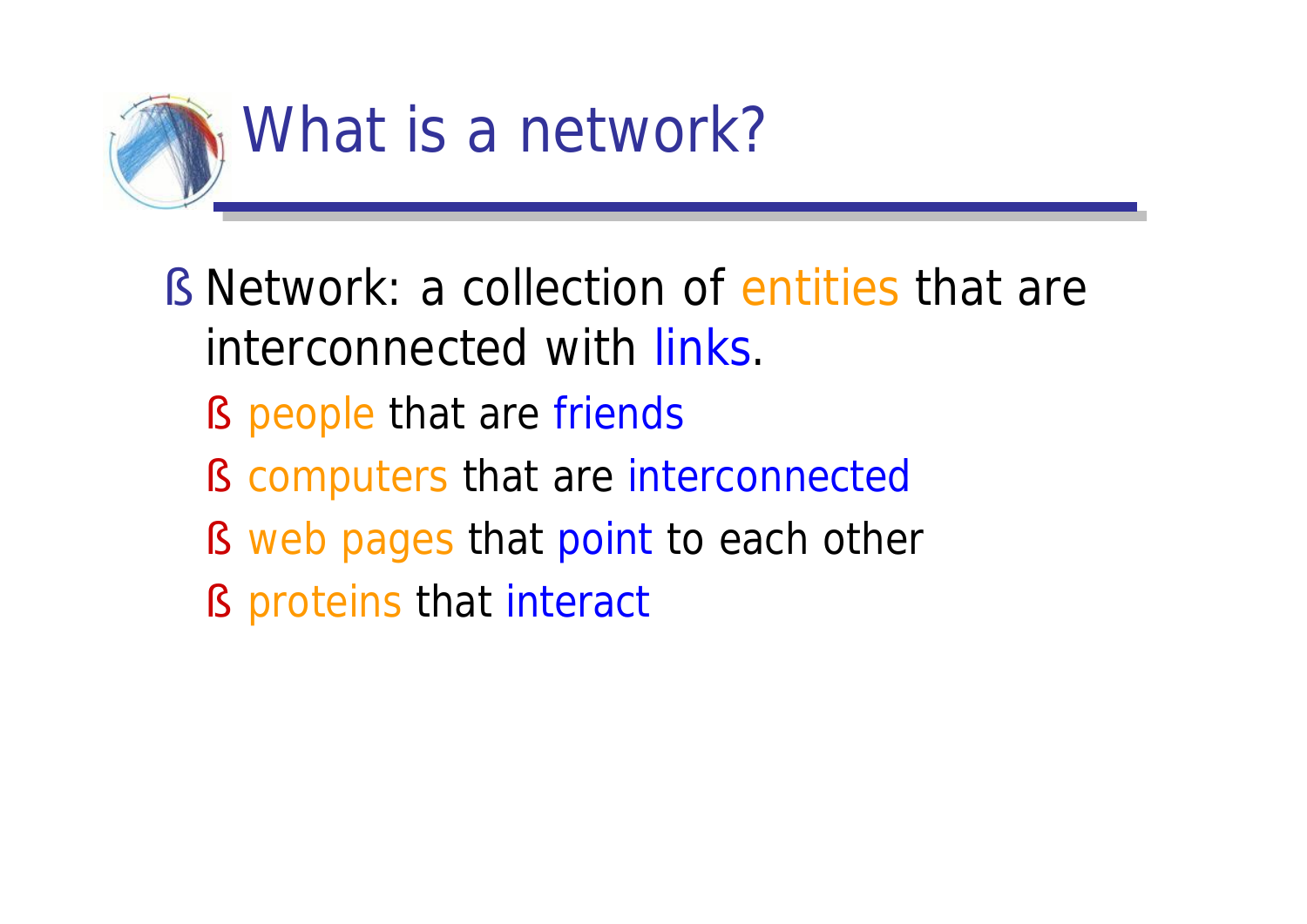# What is a network?

- Network: a collection of entities that are interconnected with links.
  - people that are friends
  - computers that are interconnected
  - web pages that point to each other
  - proteins that interact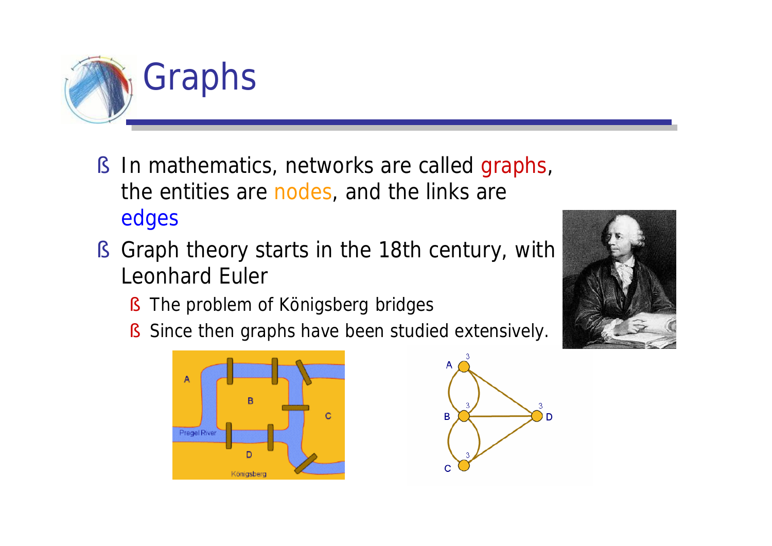# Graphs

- In mathematics, networks are called graphs, the entities are nodes, and the links are edges
- Graph theory starts in the 18th century, with Leonhard Euler
  - The problem of Königsberg bridges
  - Since then graphs have been studied extensively.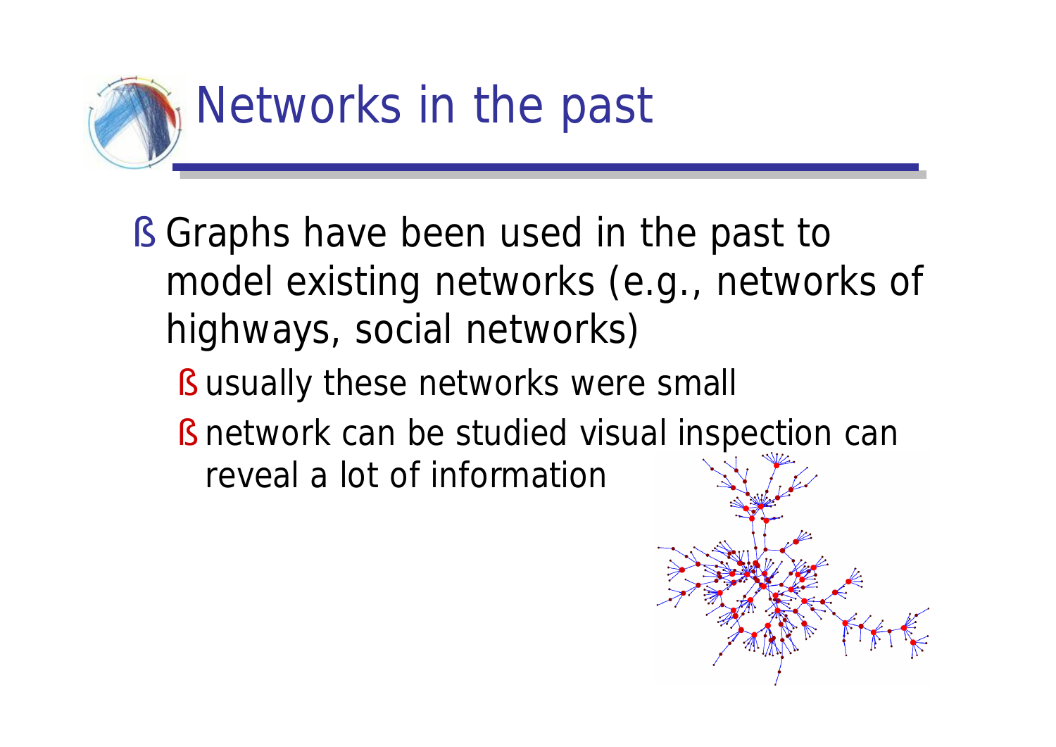# Networks in the past

- Graphs have been used in the past to model existing networks (e.g., networks of highways, social networks)
  - usually these networks were small
  - network can be studied visual inspection can reveal a lot of information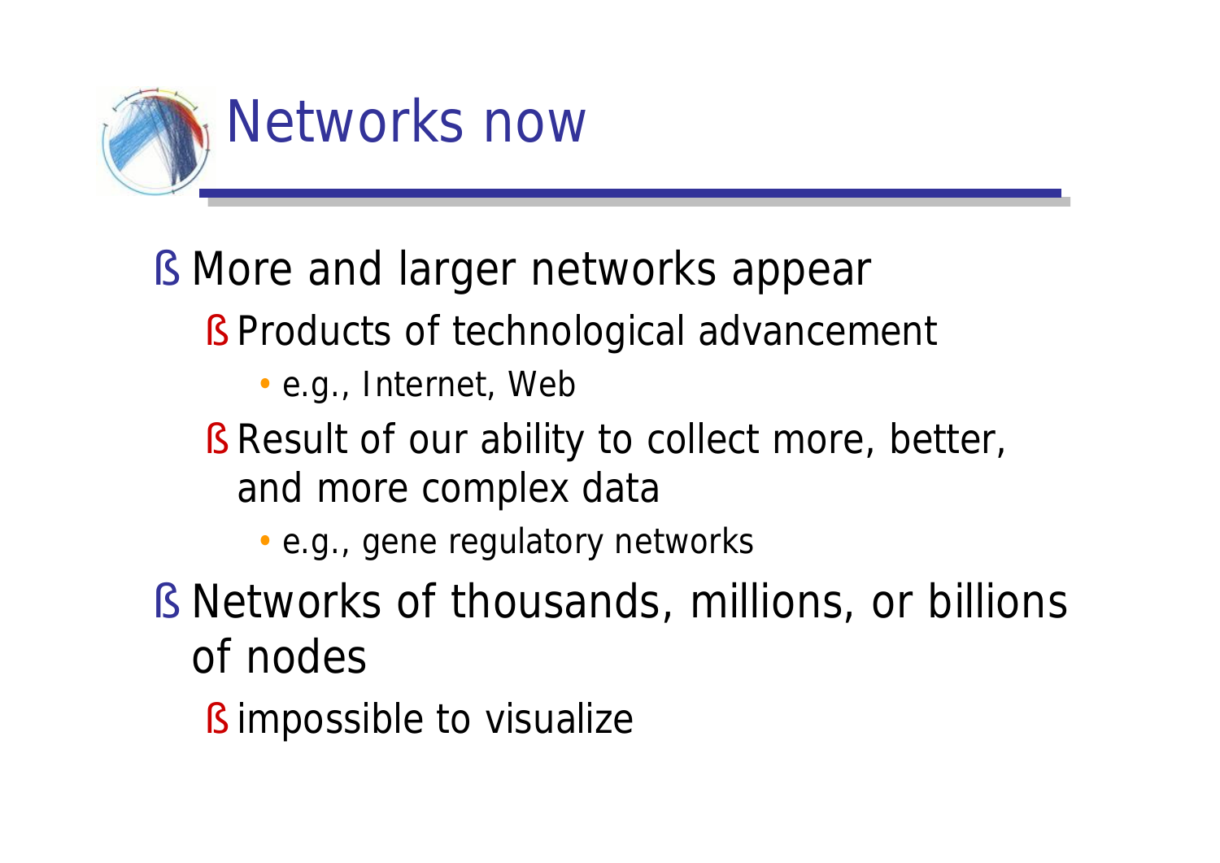# Networks now

- More and larger networks appear
  - Products of technological advancement
    - e.g., Internet, Web
  - Result of our ability to collect more, better, and more complex data
    - e.g., gene regulatory networks
- Networks of thousands, millions, or billions of nodes
  - impossible to visualize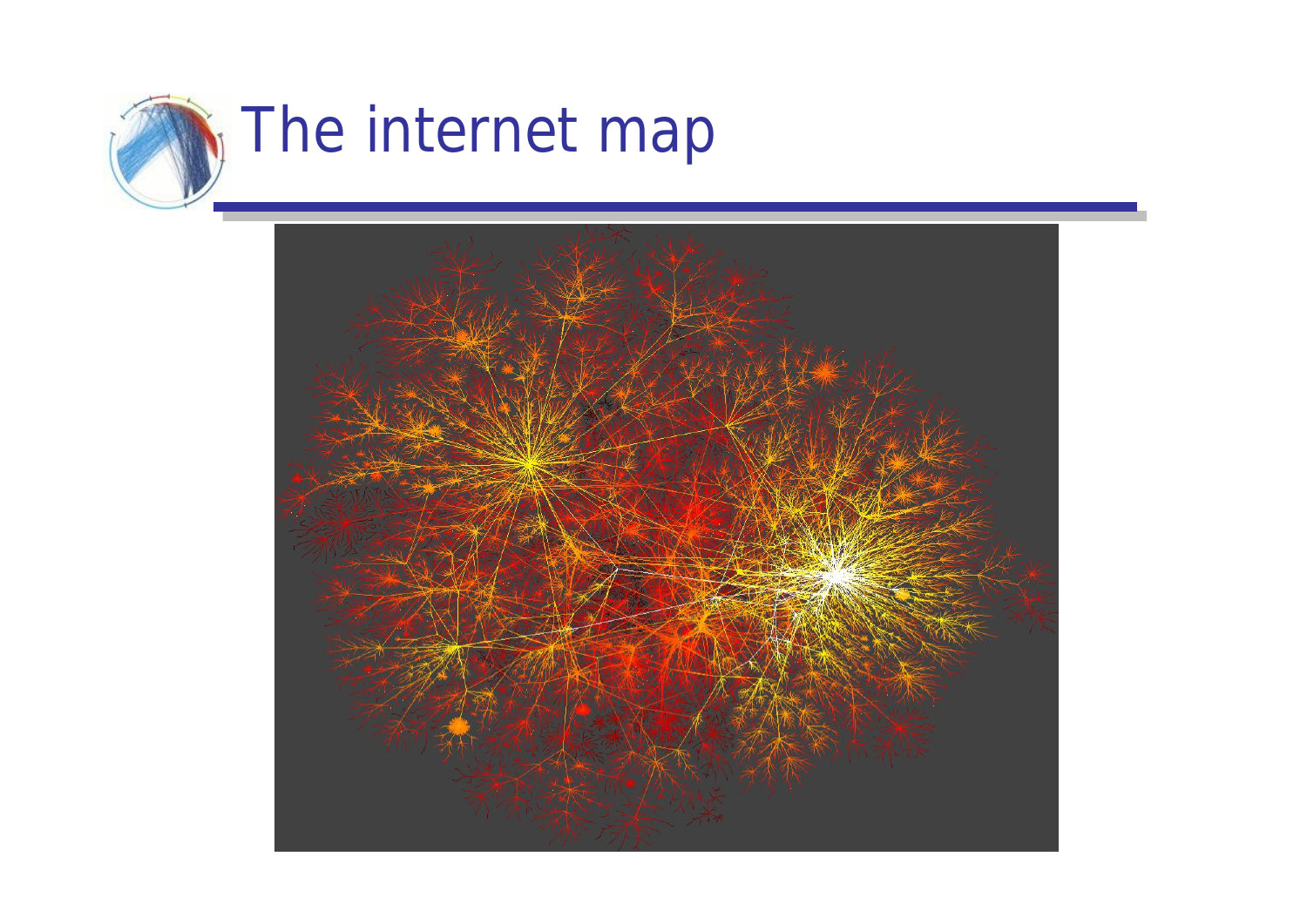# The internet map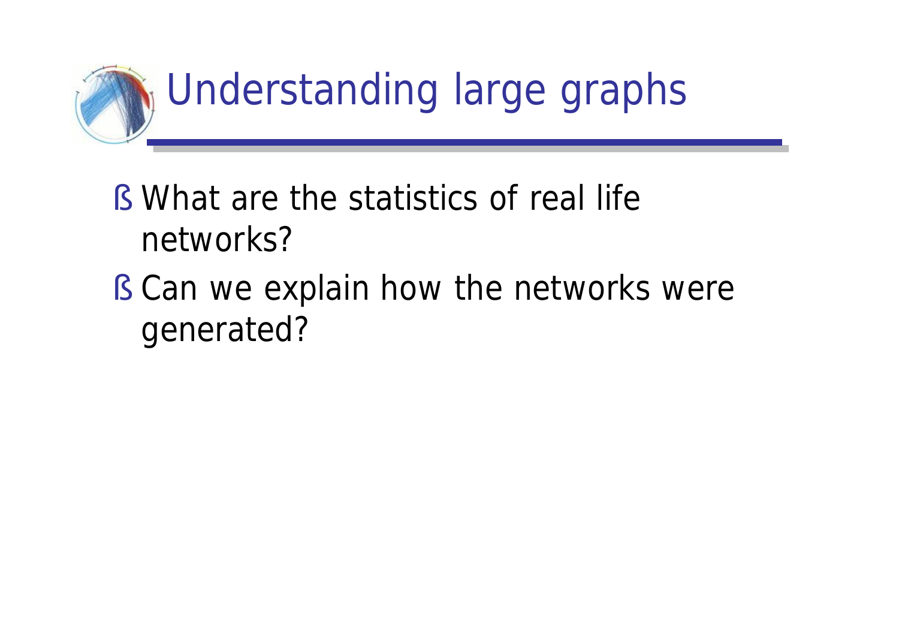# Understanding large graphs

- What are the statistics of real life networks?
- Can we explain how the networks were generated?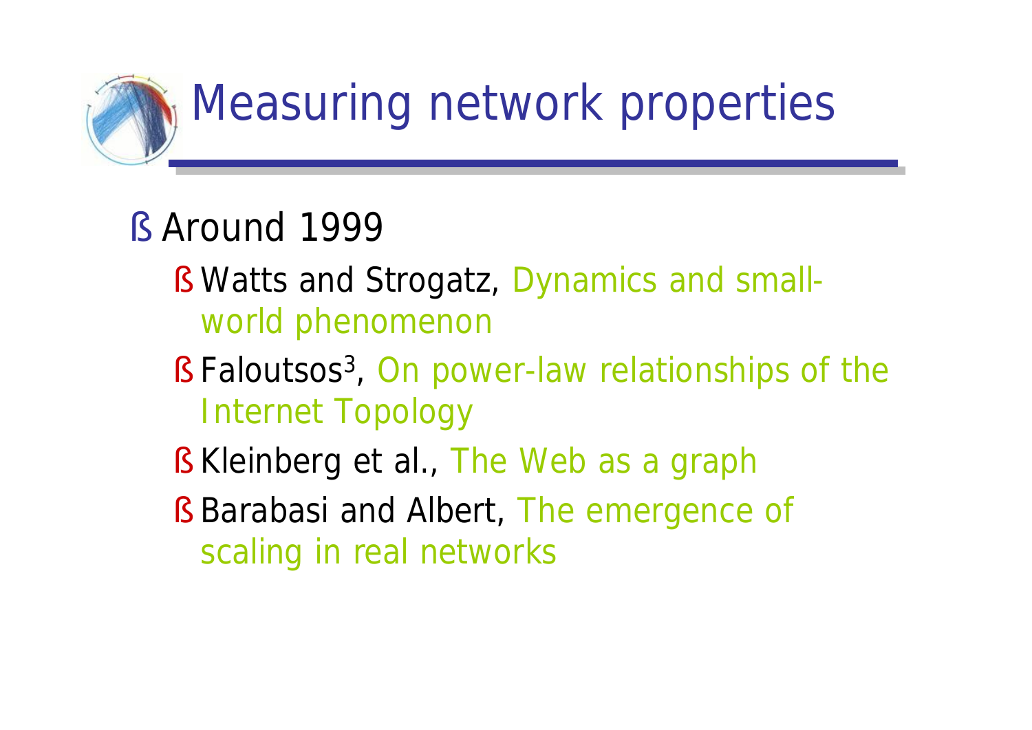# Measuring network properties

- Around 1999
  - Watts and Strogatz, Dynamics and small-world phenomenon
  - Faloutsos[3], On power-law relationships of the Internet Topology
  - Kleinberg et al., The Web as a graph
  - Barabasi and Albert, The emergence of scaling in real networks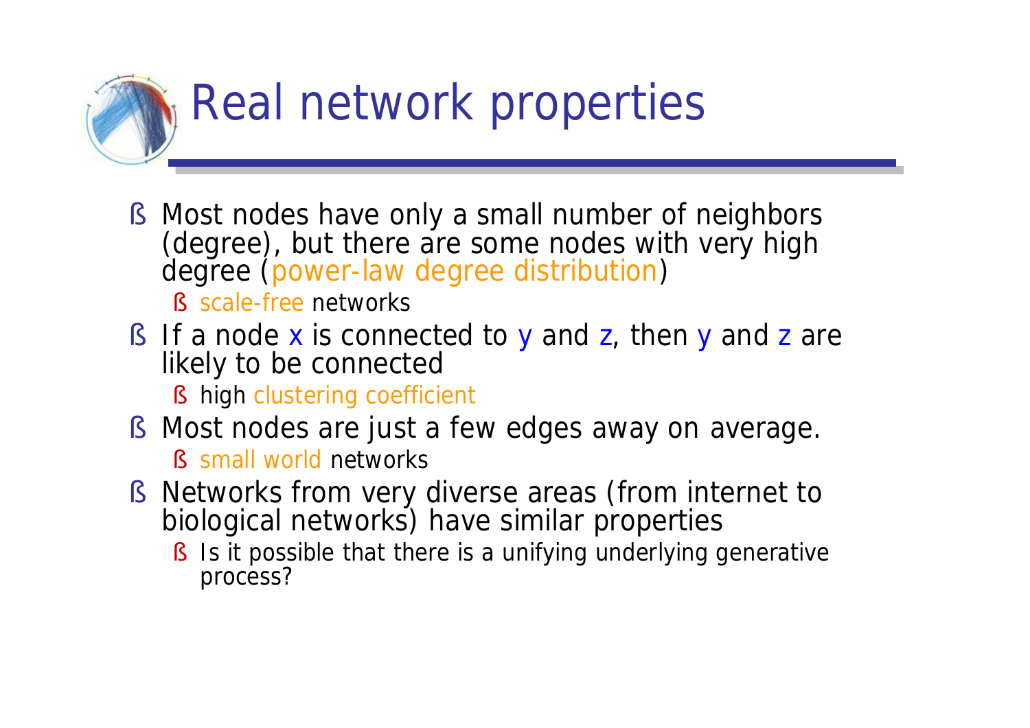# Real network properties

- Most nodes have only a small number of neighbors (degree), but there are some nodes with very high degree (power-law degree distribution)
  - scale-free networks
- If a node x is connected to y and z, then y and z are likely to be connected
  - high clustering coefficient
- Most nodes are just a few edges away on average.
  - small world networks
- Networks from very diverse areas (from internet to biological networks) have similar properties
  - Is it possible that there is a unifying underlying generative process?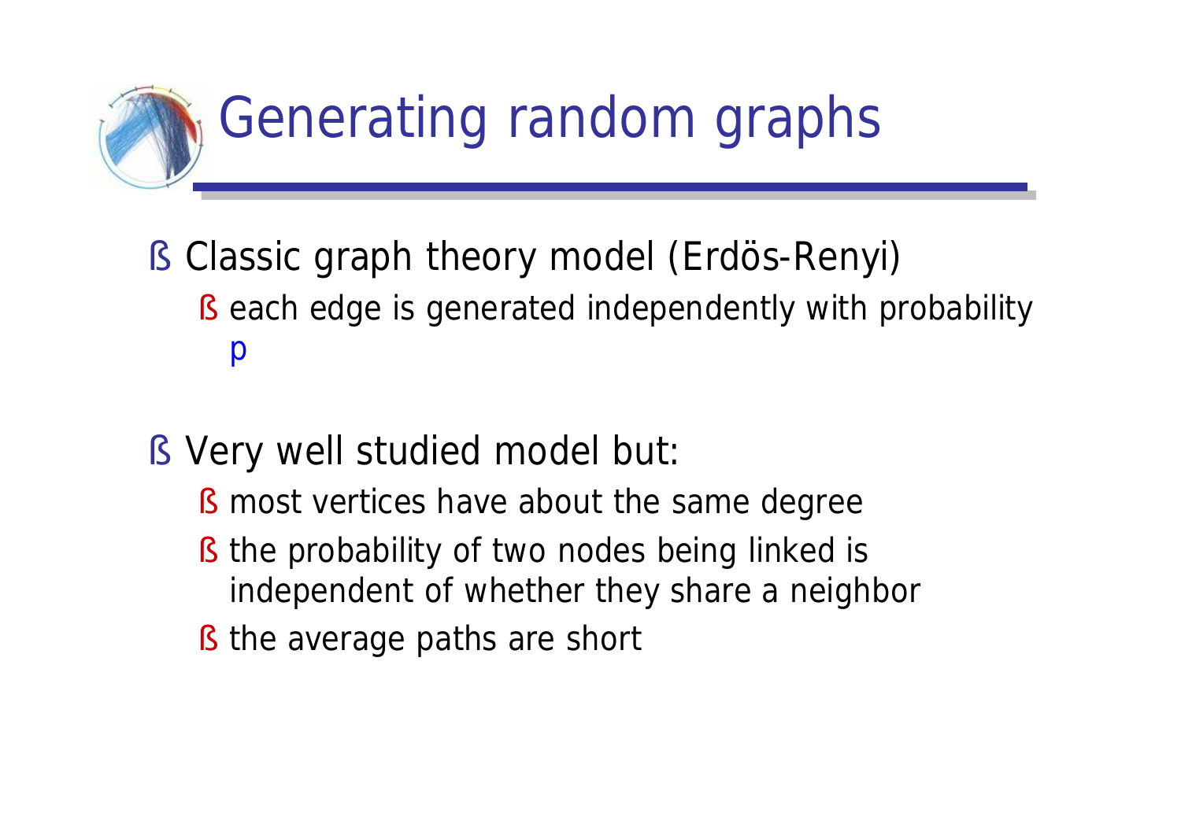# Generating random graphs

- Classic graph theory model (Erdös-Renyi)
  - each edge is generated independently with probability $p$
- Very well studied model but:
  - most vertices have about the same degree
  - the probability of two nodes being linked is independent of whether they share a neighbor
  - the average paths are short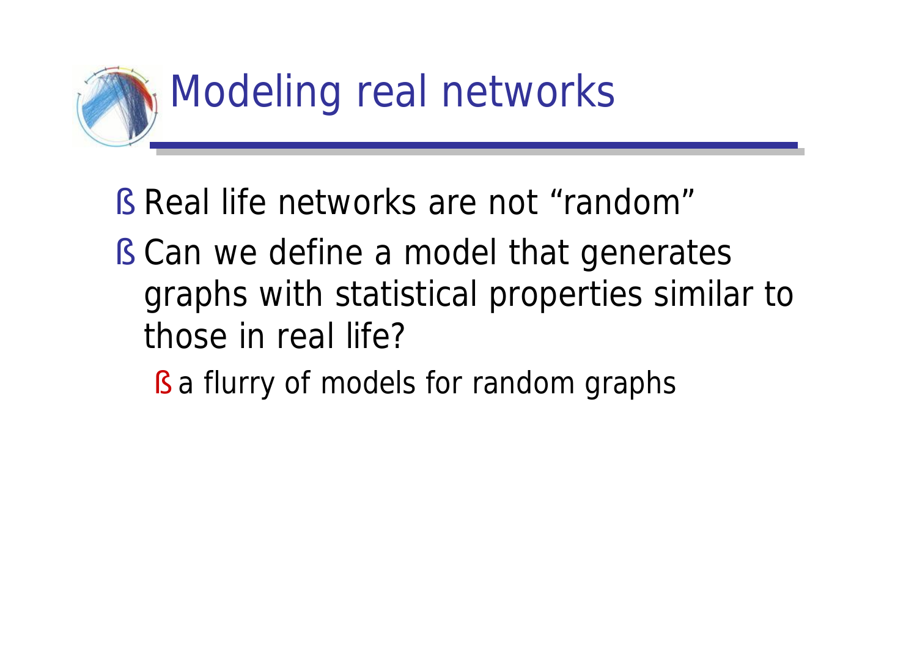# Modeling real networks

- Real life networks are not “random”
- Can we define a model that generates graphs with statistical properties similar to those in real life?
  - a flurry of models for random graphs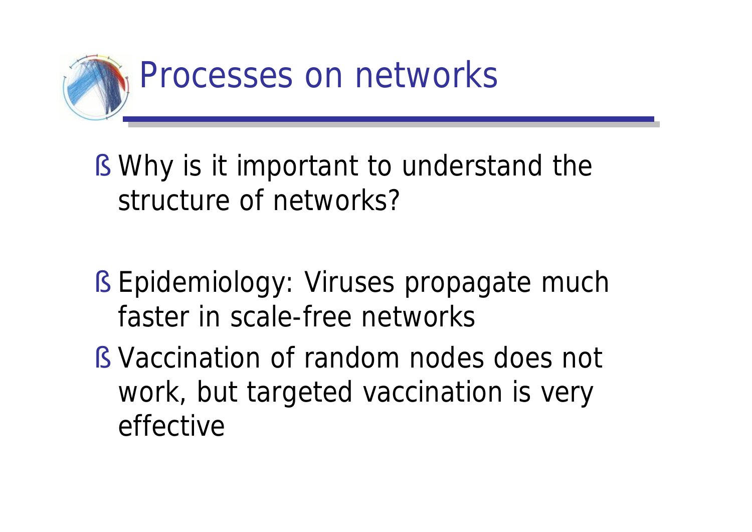# Processes on networks

- Why is it important to understand the structure of networks?

- Epidemiology: Viruses propagate much faster in scale-free networks
- Vaccination of random nodes does not work, but targeted vaccination is very effective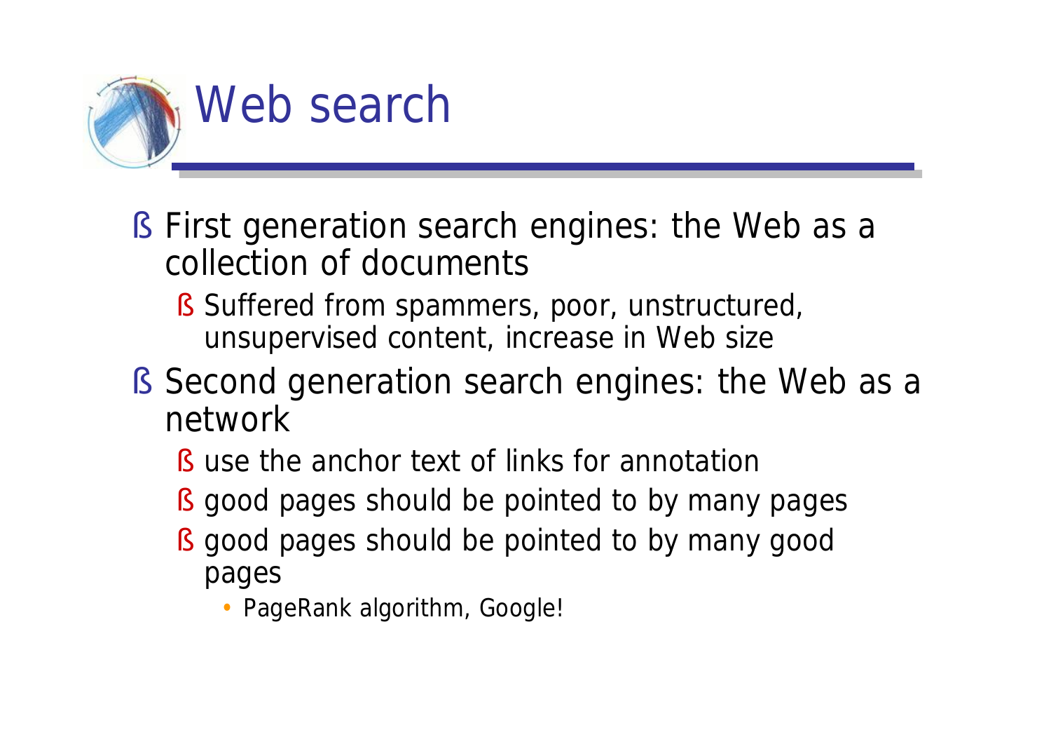# Web search

- First generation search engines: the Web as a collection of documents
  - Suffered from spammers, poor, unstructured, unsupervised content, increase in Web size
- Second generation search engines: the Web as a network
  - use the anchor text of links for annotation
  - good pages should be pointed to by many pages
  - good pages should be pointed to by many good pages
    - PageRank algorithm, Google!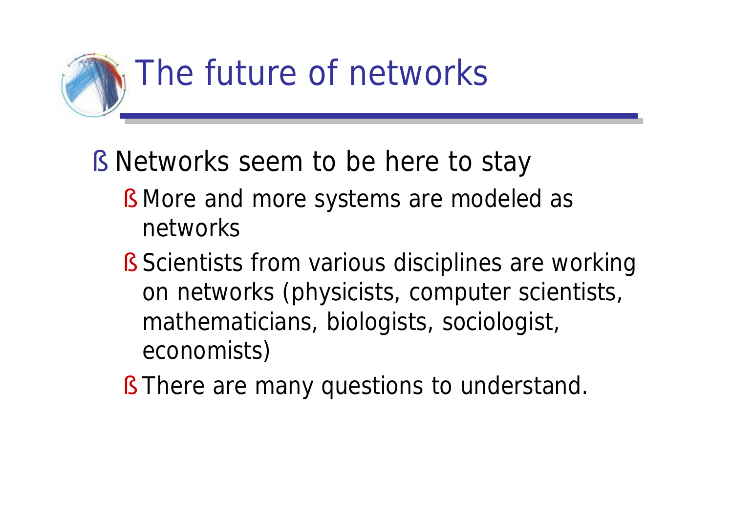# The future of networks

- Networks seem to be here to stay
  - More and more systems are modeled as networks
  - Scientists from various disciplines are working on networks (physicists, computer scientists, mathematicians, biologists, sociologist, economists)
  - There are many questions to understand.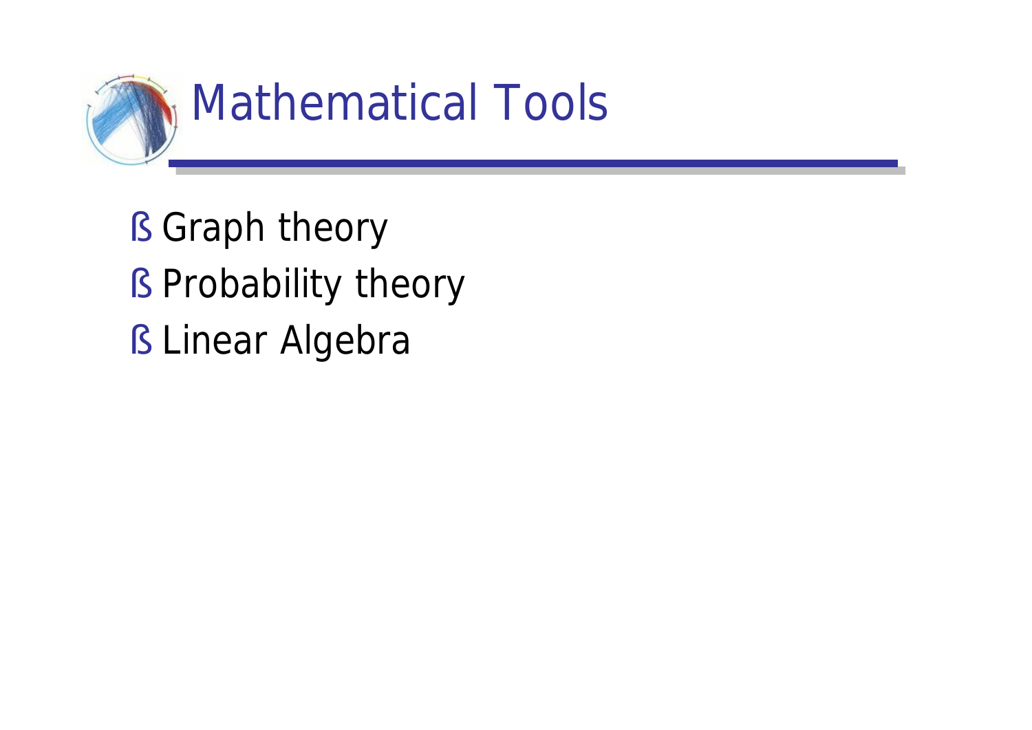# Mathematical Tools

- Graph theory
- Probability theory
- Linear Algebra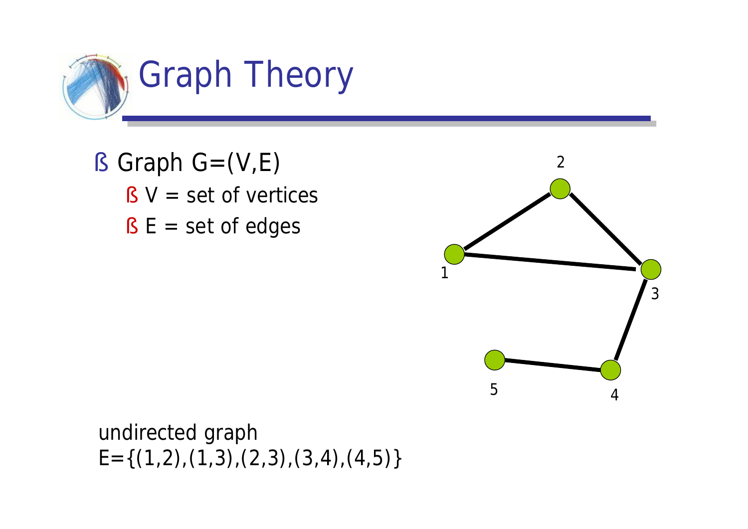# Graph Theory

- Graph G=(V,E)
  - V = set of vertices
  - E = set of edges

undirected graph
E={(1,2),(1,3),(2,3),(3,4),(4,5)}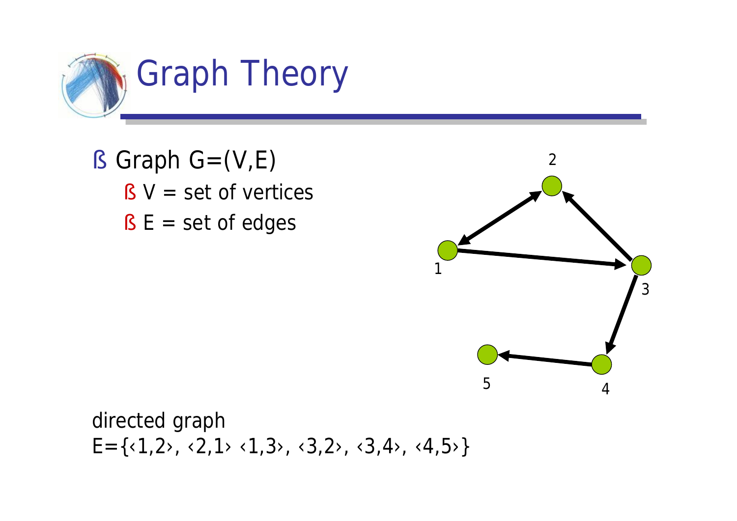# Graph Theory

- Graph G=(V,E)
  - V = set of vertices
  - E = set of edges

directed graph

E={‹1,2›, ‹2,1› ‹1,3›, ‹3,2›, ‹3,4›, ‹4,5›}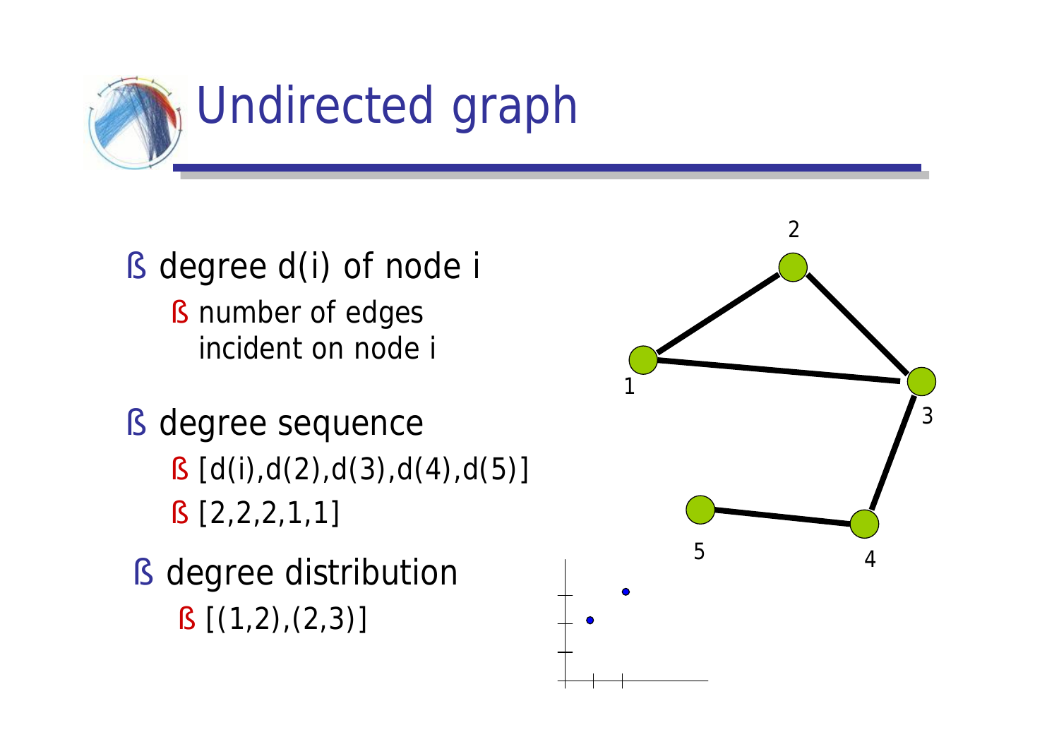# Undirected graph

- degree d(i) of node i
  - number of edges incident on node i
- degree sequence
  - [d(i),d(2),d(3),d(4),d(5)]
  - [2,2,2,1,1]
- degree distribution
  - [(1,2),(2,3)]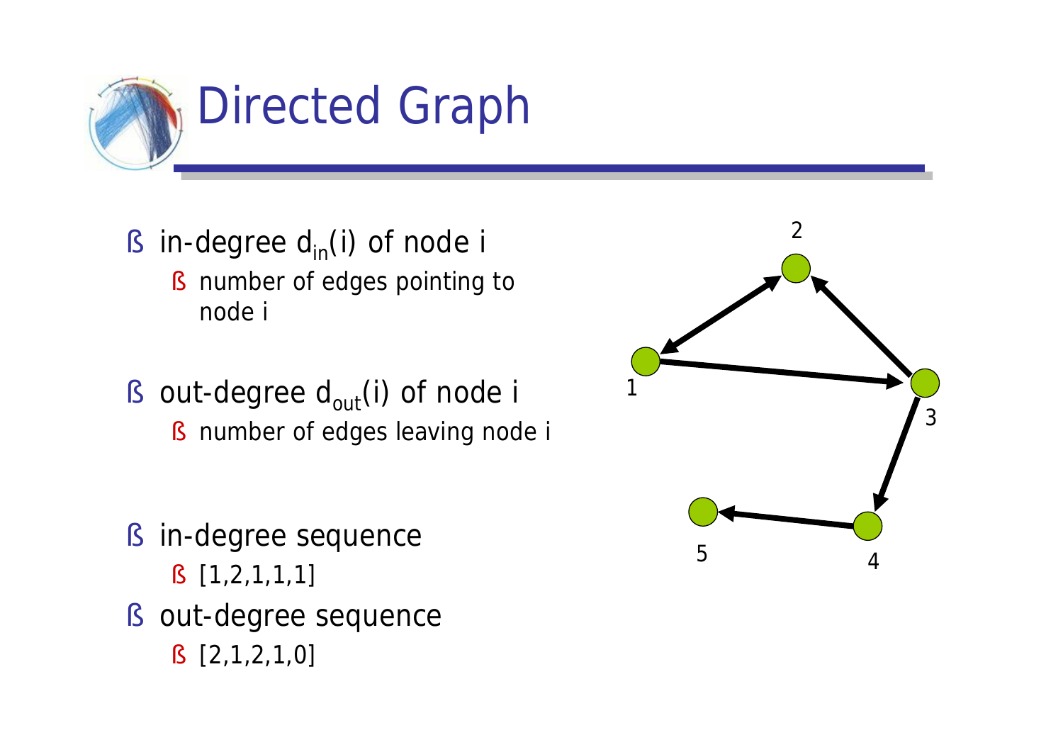# Directed Graph

- in-degree $d_{in}(i)$ of node i
  - number of edges pointing to node i
- out-degree $d_{out}(i)$ of node i
  - number of edges leaving node i
- in-degree sequence
  - [1,2,1,1,1]
- out-degree sequence
  - [2,1,2,1,0]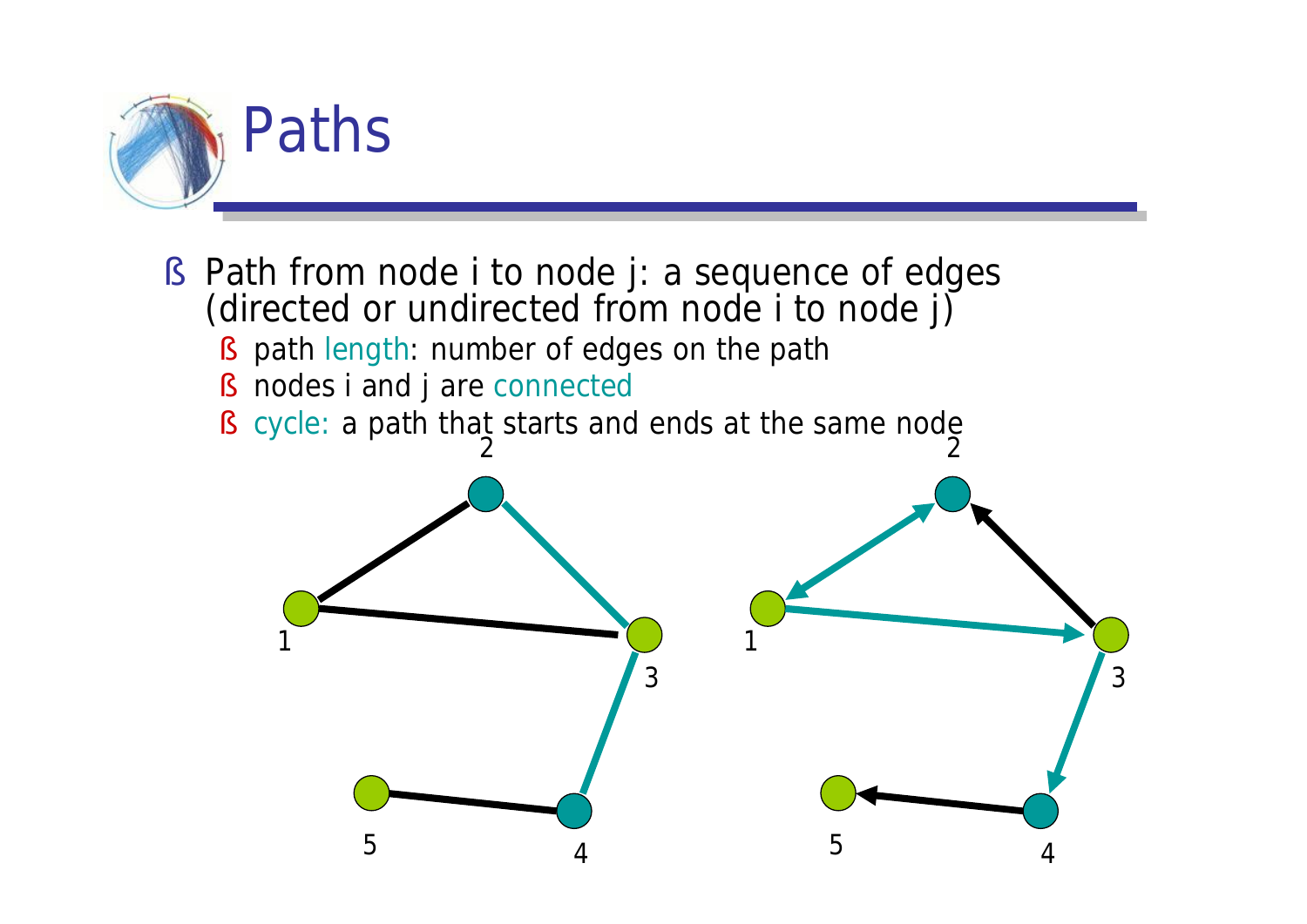# Paths

- Path from node i to node j: a sequence of edges (directed or undirected from node i to node j)
  - path length: number of edges on the path
  - nodes i and j are connected
  - cycle: a path that starts and ends at the same node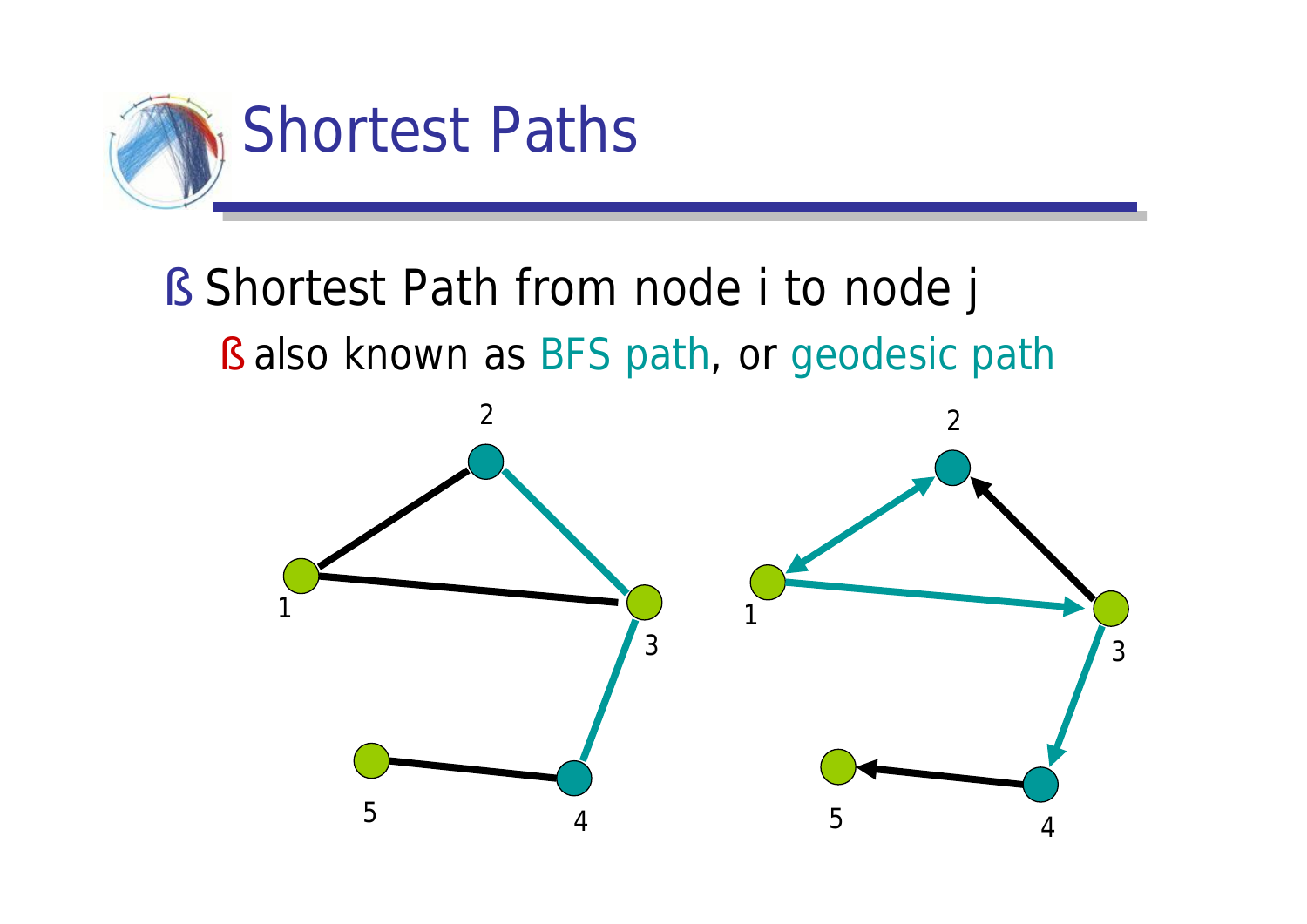# Shortest Paths

- Shortest Path from node i to node j
  - also known as BFS path, or geodesic path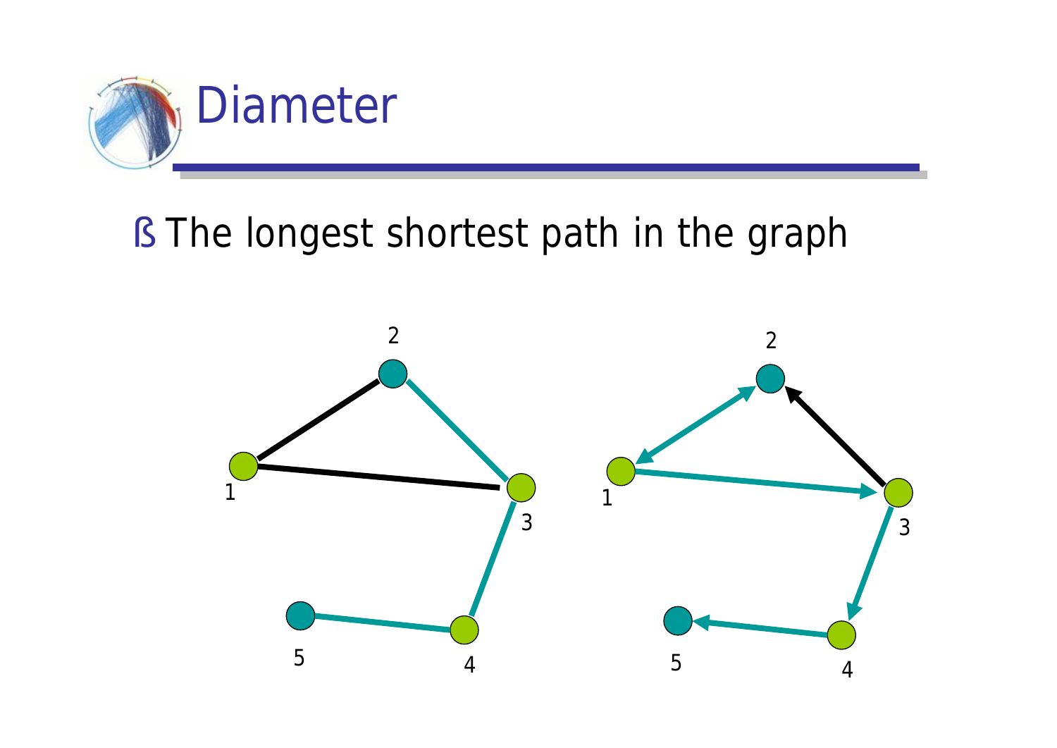# Diameter

- The longest shortest path in the graph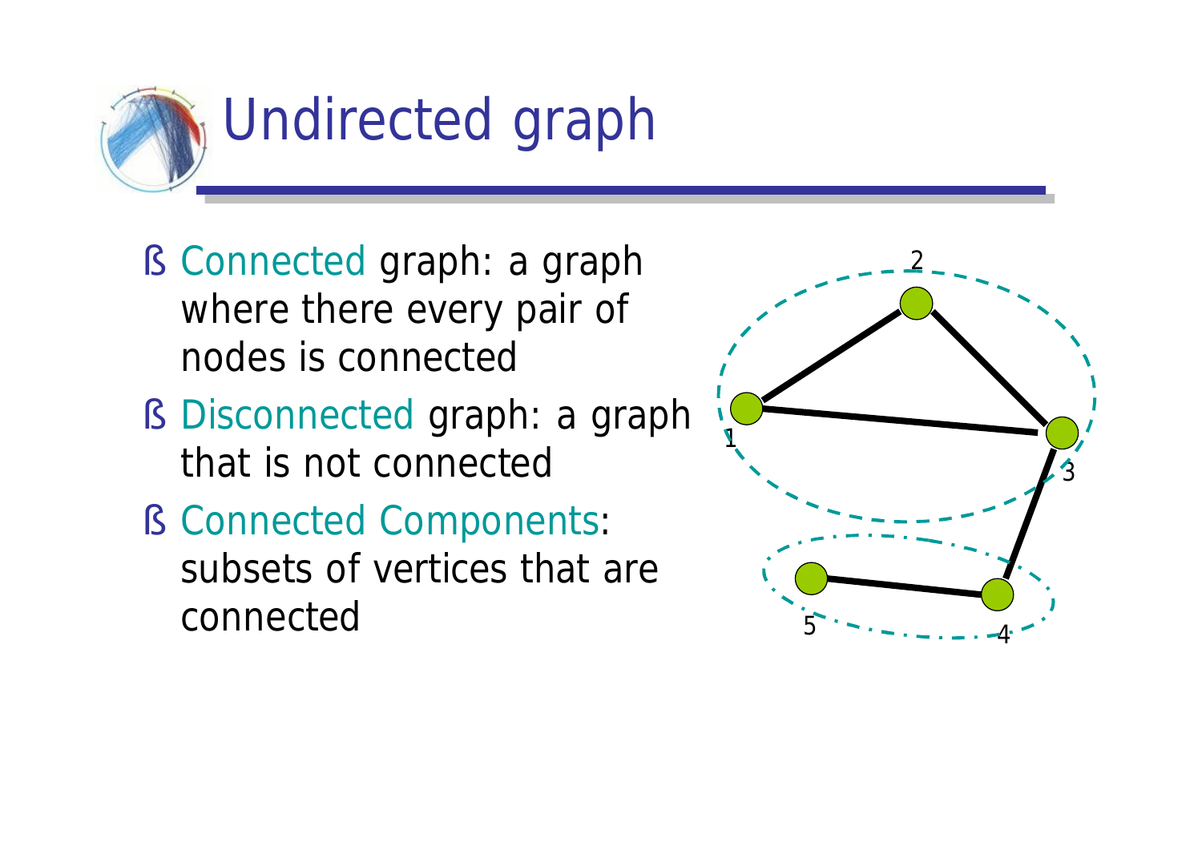# Undirected graph

- Connected graph: a graph where there every pair of nodes is connected
- Disconnected graph: a graph that is not connected
- Connected Components: subsets of vertices that are connected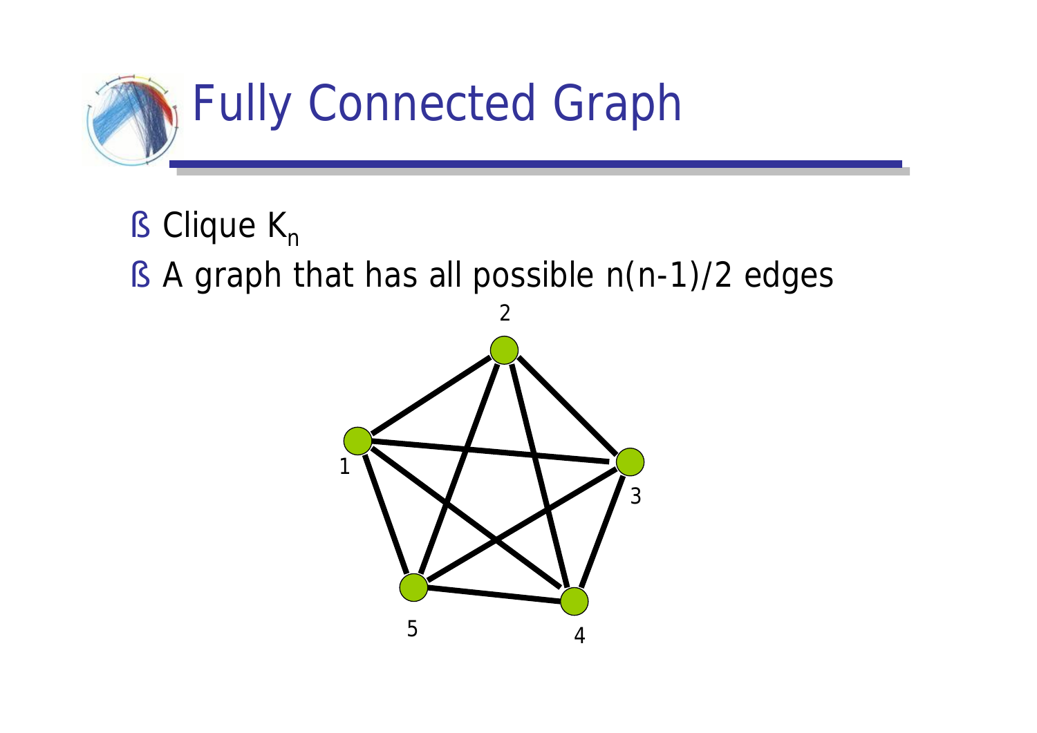# Fully Connected Graph

- Clique $K_n$
- A graph that has all possible $n(n-1)/2$ edges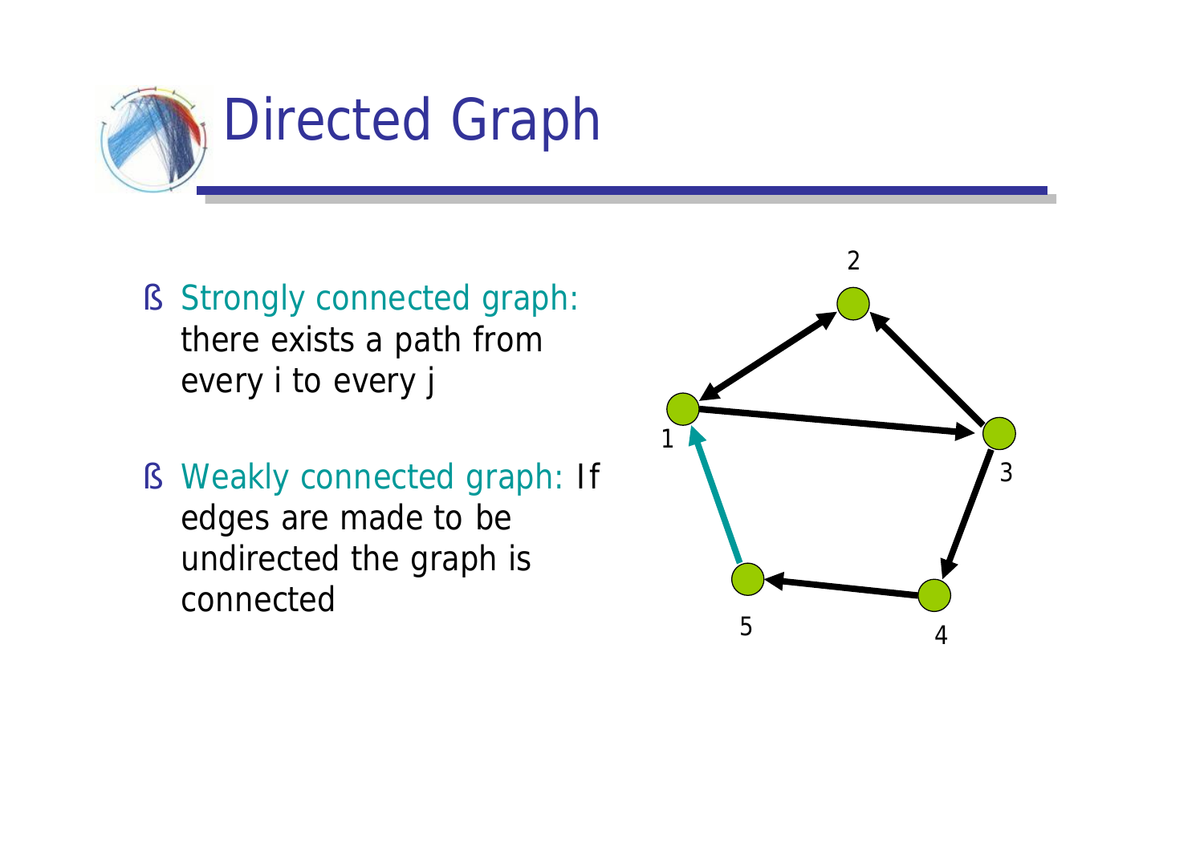# Directed Graph

- Strongly connected graph: there exists a path from every i to every j
- Weakly connected graph: If edges are made to be undirected the graph is connected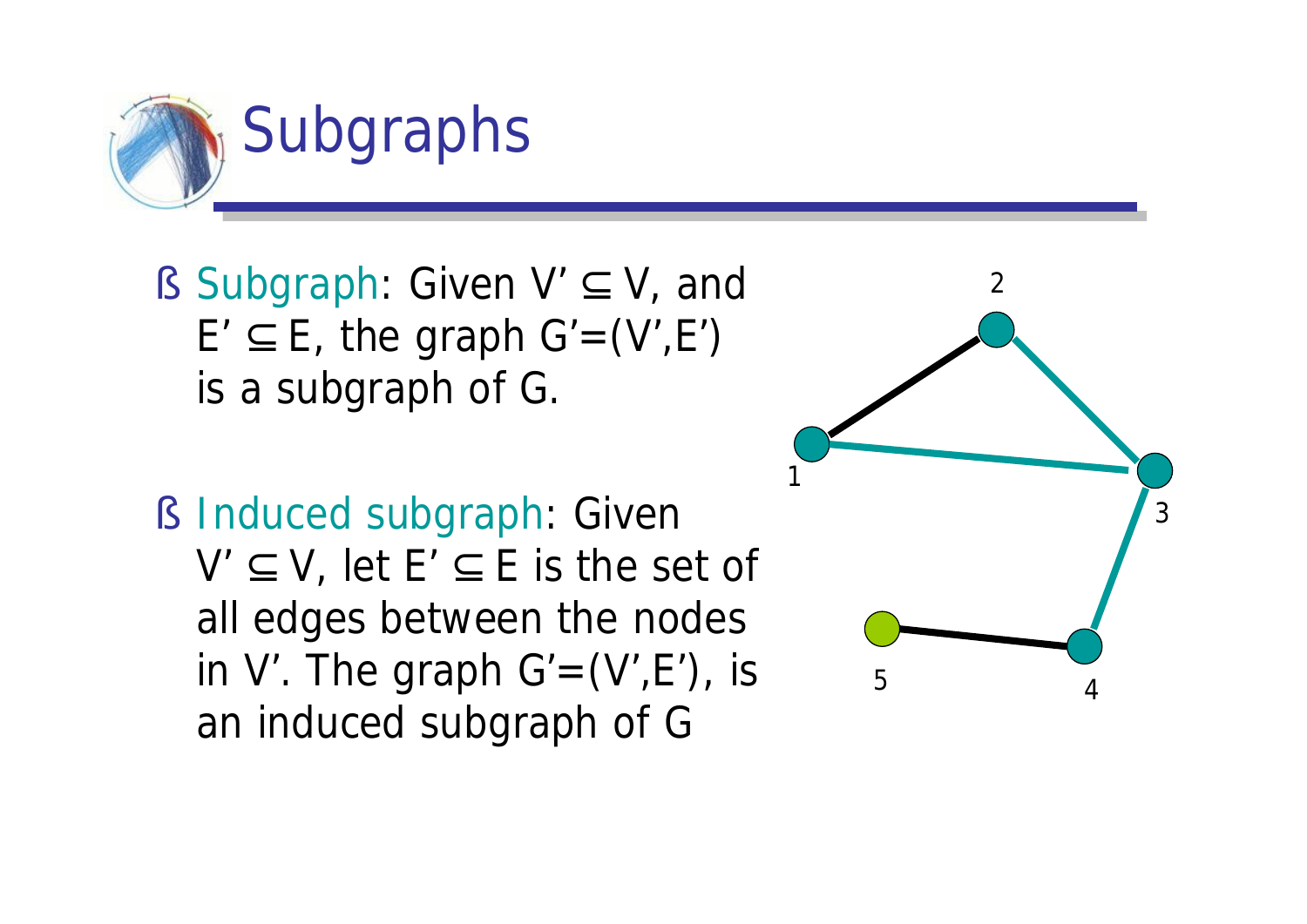# Subgraphs

- Subgraph: Given $V' \subseteq V$, and $E' \subseteq E$, the graph $G'=(V',E')$ is a subgraph of G.

- Induced subgraph: Given $V' \subseteq V$, let $E' \subseteq E$ is the set of all edges between the nodes in $V'$. The graph $G'=(V',E')$, is an induced subgraph of G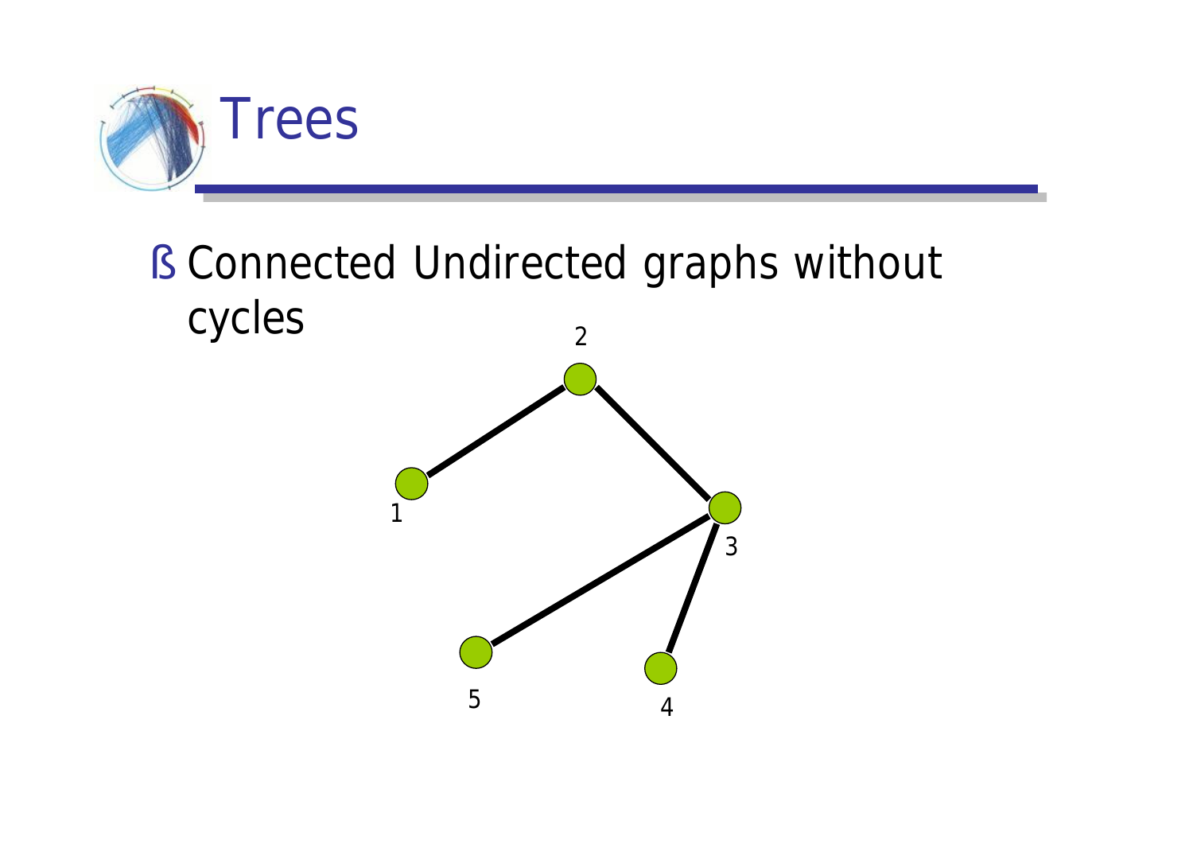# Trees

- Connected Undirected graphs without cycles

2

1

3

5

4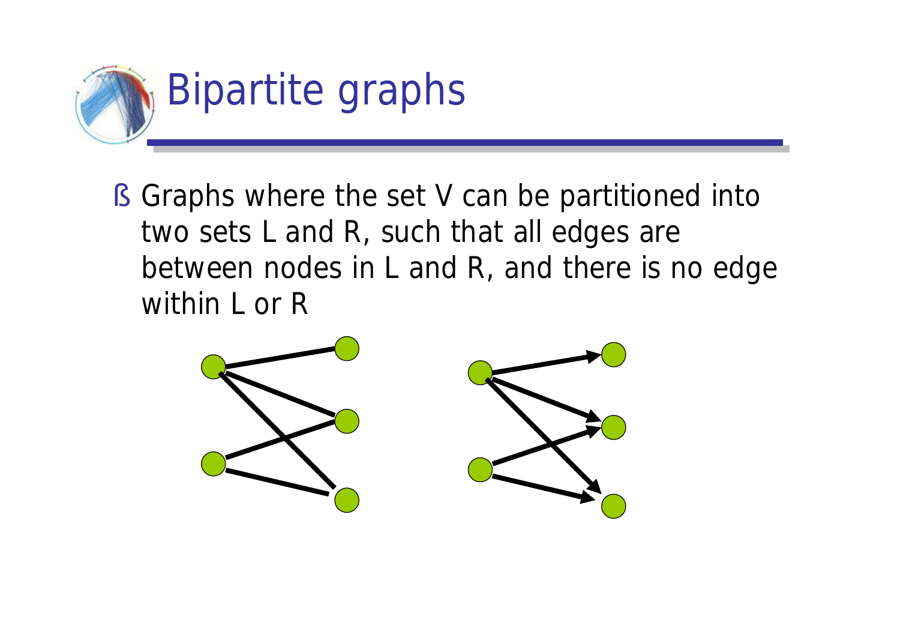# Bipartite graphs

- Graphs where the set V can be partitioned into two sets L and R, such that all edges are between nodes in L and R, and there is no edge within L or R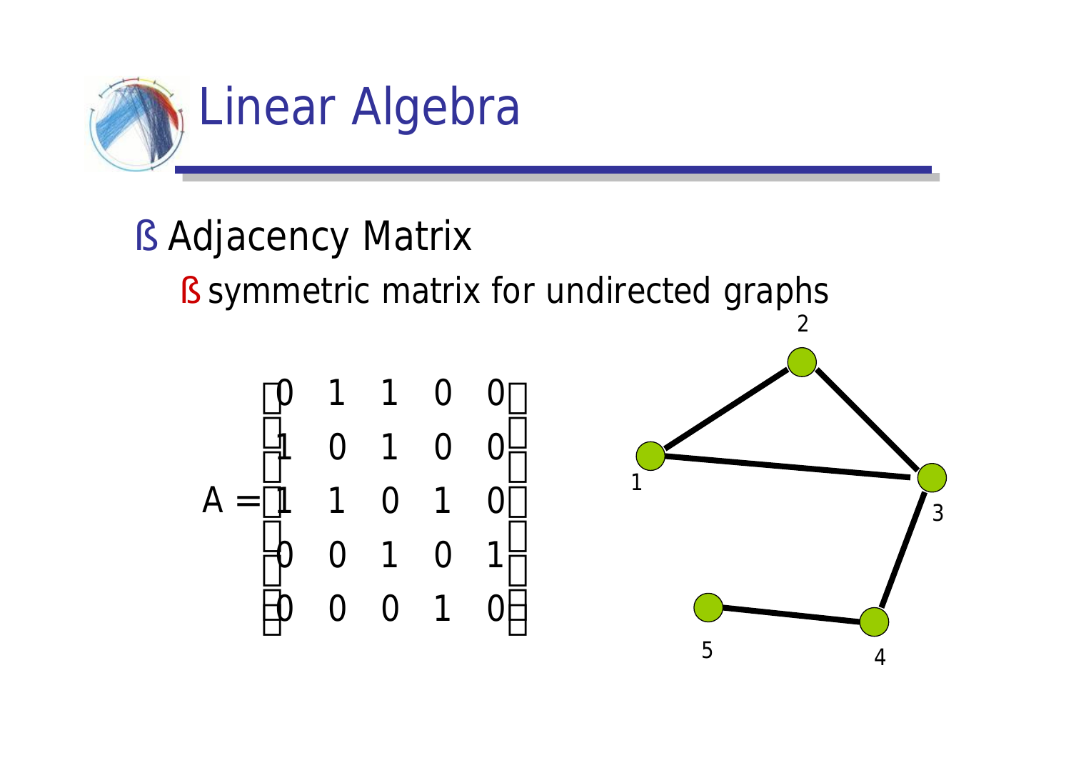# Linear Algebra

- Adjacency Matrix
  - symmetric matrix for undirected graphs

$$
A = \begin{bmatrix} 0 & 1 & 1 & 0 & 0 \\ 1 & 0 & 1 & 0 & 0 \\ 1 & 1 & 0 & 1 & 0 \\ 0 & 0 & 1 & 0 & 1 \\ 0 & 0 & 0 & 1 & 0 \end{bmatrix}
$$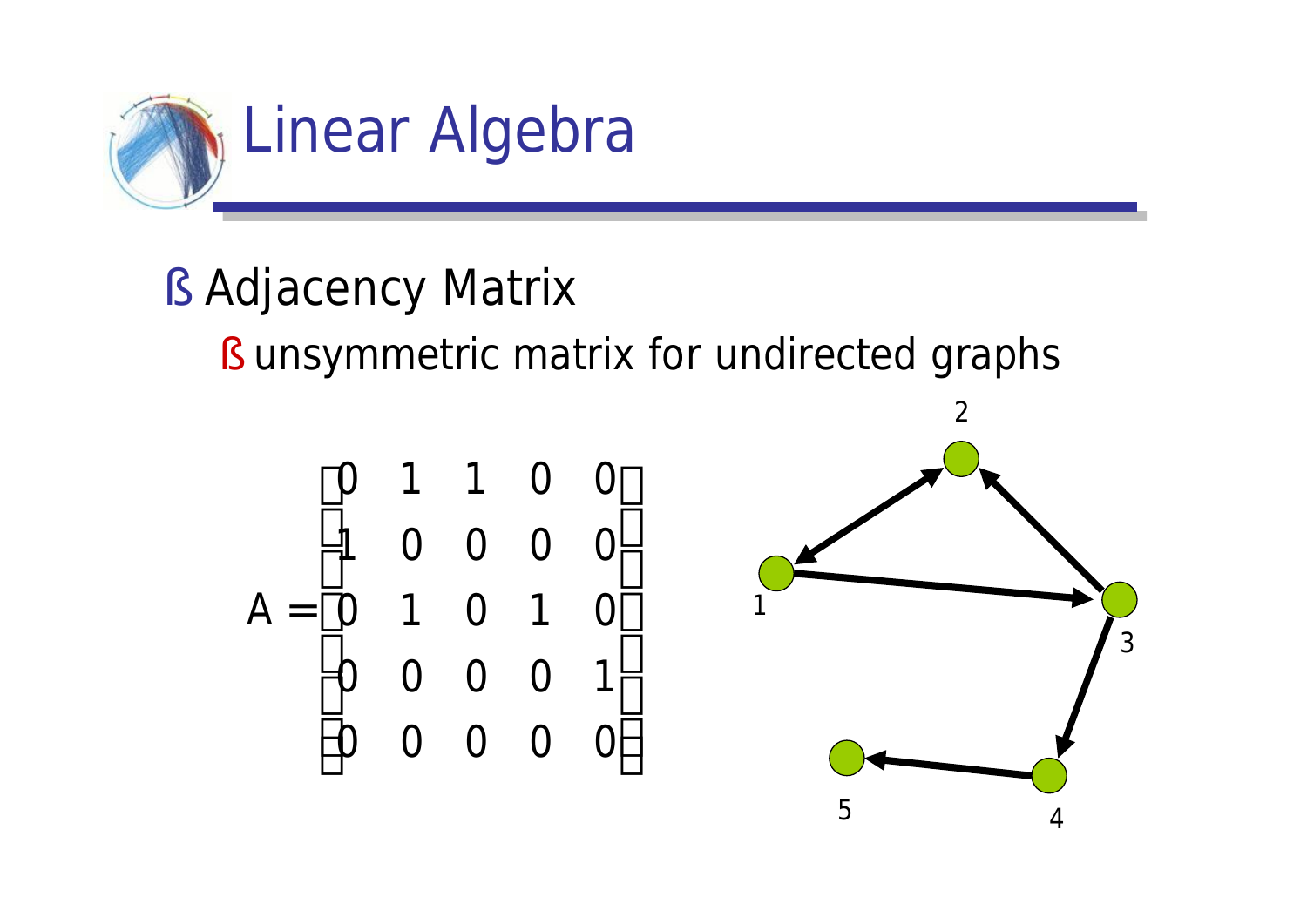# Linear Algebra

- Adjacency Matrix
  - unsymmetric matrix for undirected graphs

$$A = \begin{bmatrix} 0 & 1 & 1 & 0 & 0 \\ 1 & 0 & 0 & 0 & 0 \\ 0 & 1 & 0 & 1 & 0 \\ 0 & 0 & 0 & 0 & 1 \\ 0 & 0 & 0 & 0 & 0 \end{bmatrix}$$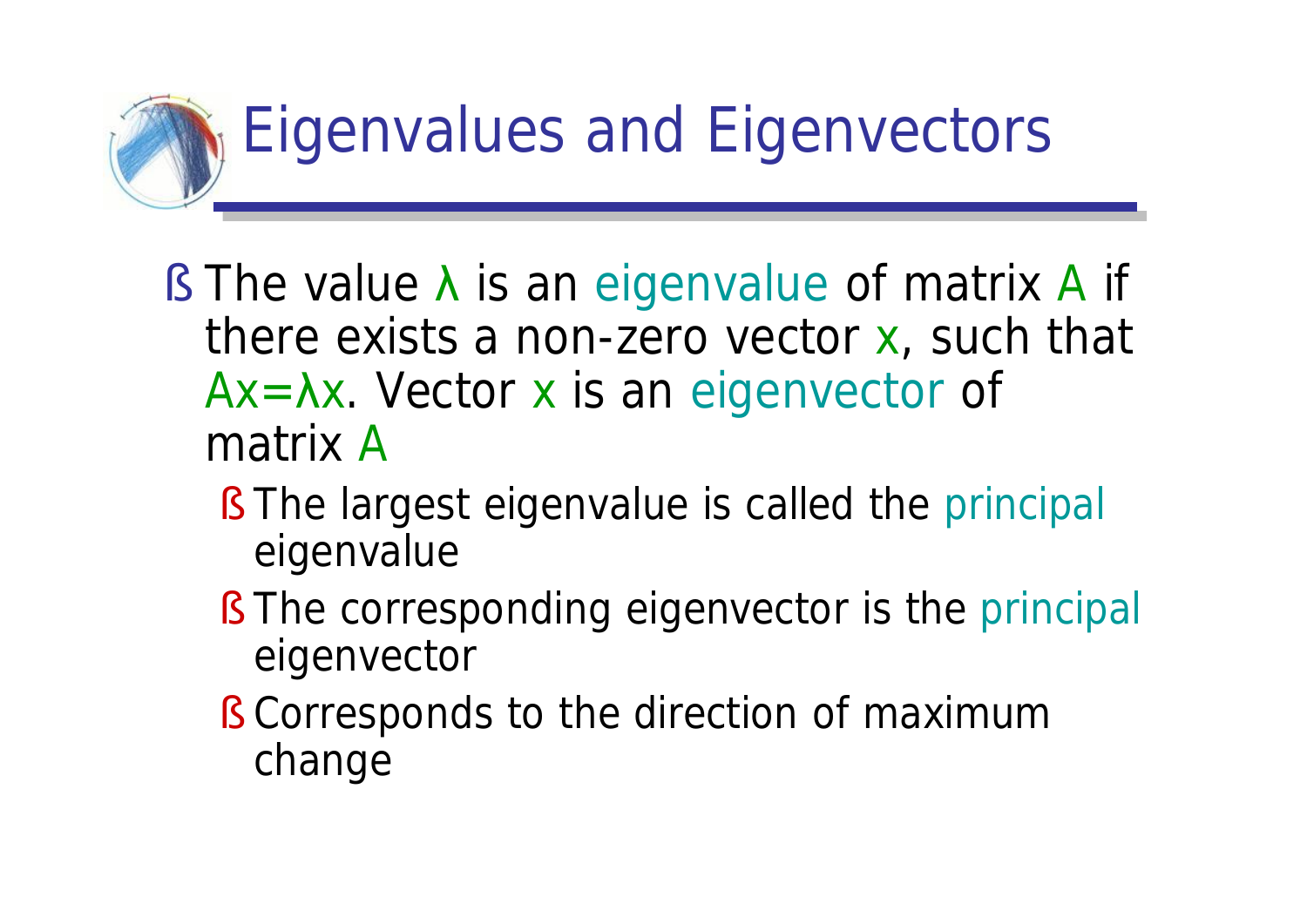# Eigenvalues and Eigenvectors

- The value $\lambda$ is an eigenvalue of matrix $A$ if there exists a non-zero vector $x$, such that $Ax=\lambda x$. Vector $x$ is an eigenvector of matrix $A$
  - The largest eigenvalue is called the principal eigenvalue
  - The corresponding eigenvector is the principal eigenvector
  - Corresponds to the direction of maximum change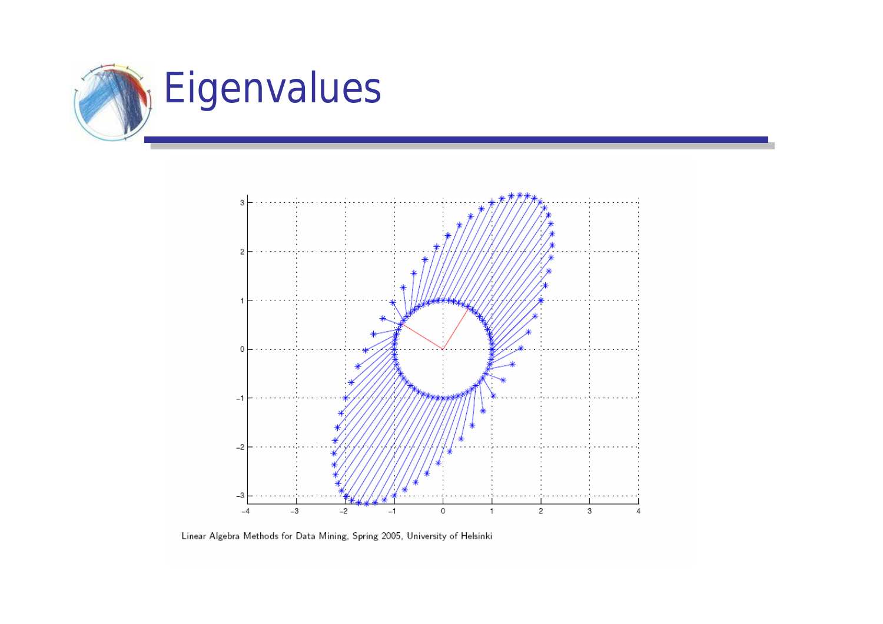# Eigenvalues

Linear Algebra Methods for Data Mining, Spring 2005, University of Helsinki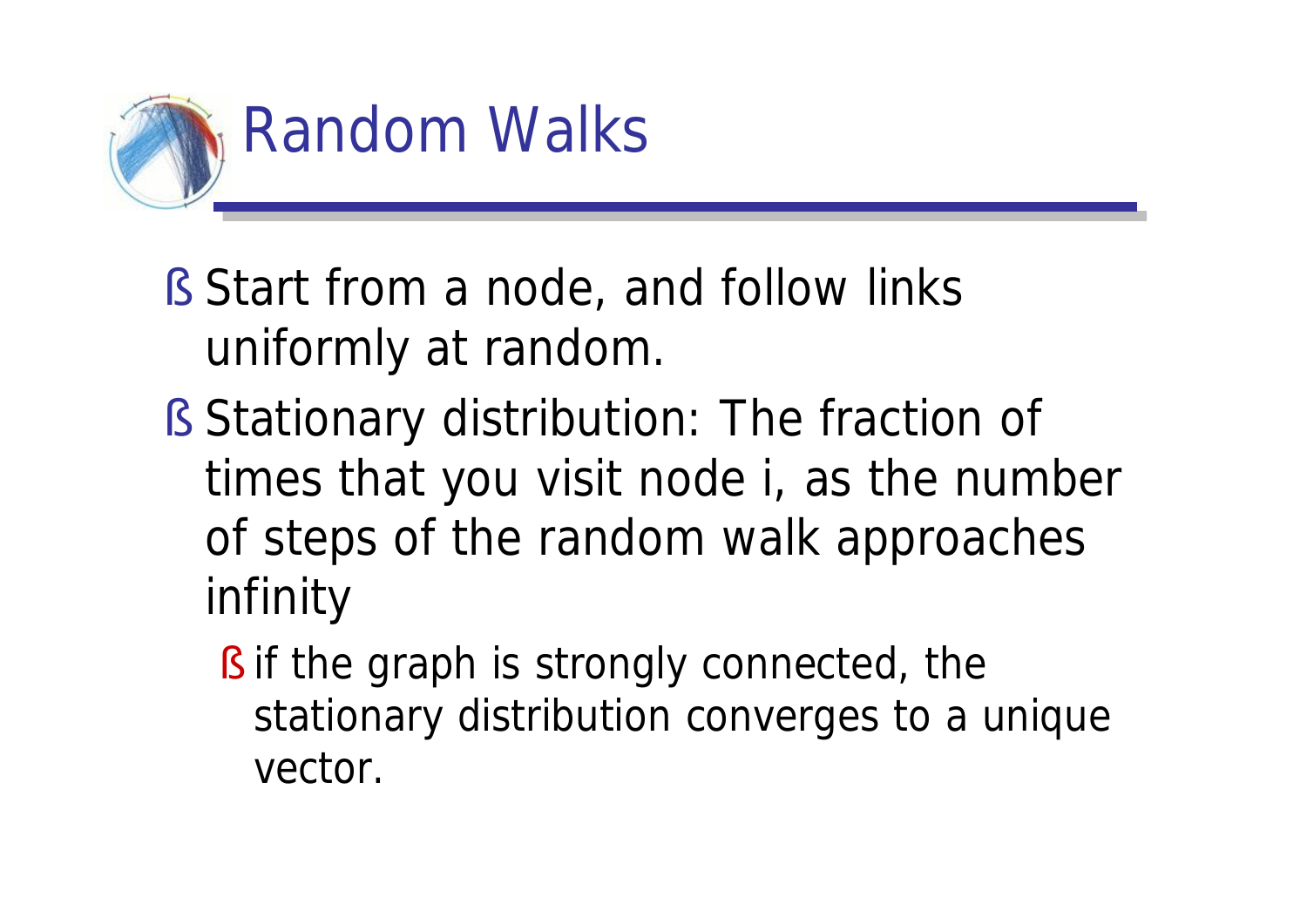# Random Walks

- Start from a node, and follow links uniformly at random.
- Stationary distribution: The fraction of times that you visit node i, as the number of steps of the random walk approaches infinity
  - if the graph is strongly connected, the stationary distribution converges to a unique vector.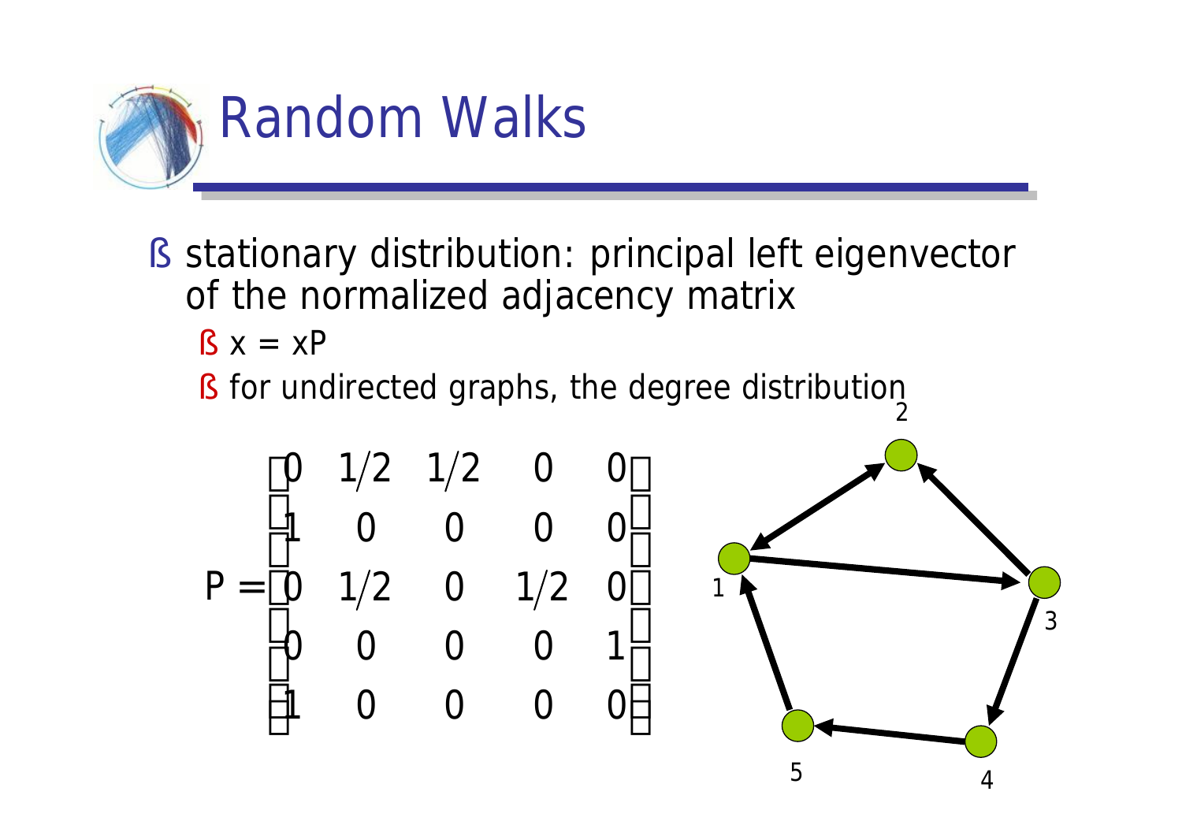# Random Walks

- stationary distribution: principal left eigenvector of the normalized adjacency matrix
  - x = xP
  - for undirected graphs, the degree distribution

$$
P = \begin{bmatrix} 0 & 1/2 & 1/2 & 0 & 0 \\ 1 & 0 & 0 & 0 & 0 \\ 0 & 1/2 & 0 & 1/2 & 0 \\ 0 & 0 & 0 & 0 & 1 \\ 1 & 0 & 0 & 0 & 0 \end{bmatrix}
$$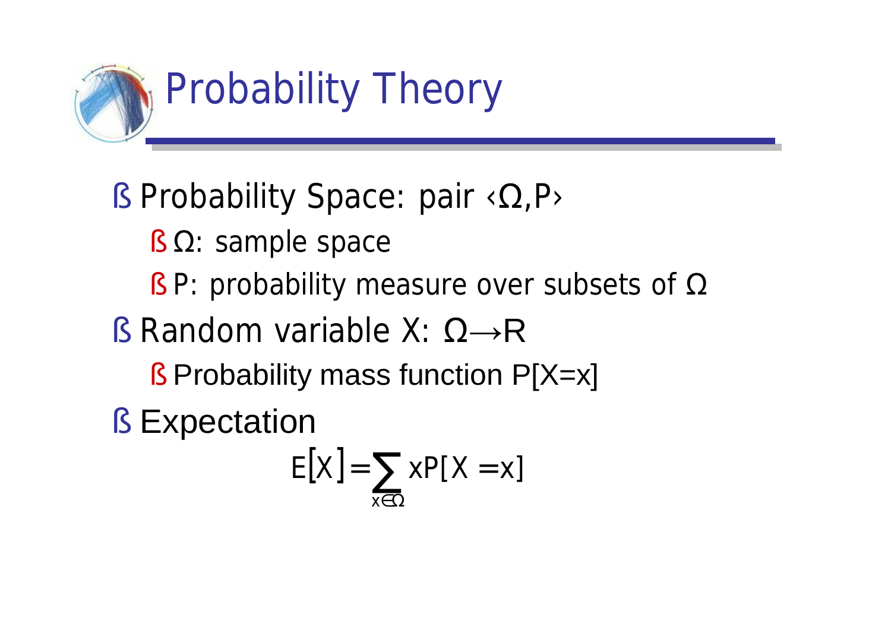# Probability Theory

- Probability Space: pair ‹Ω,P›
  - Ω: sample space
  - P: probability measure over subsets of Ω
- Random variable X: Ω→R
  - Probability mass function P[X=x]
- Expectation

$$E[X] = \sum_{x \in \Omega} x P[X = x]$$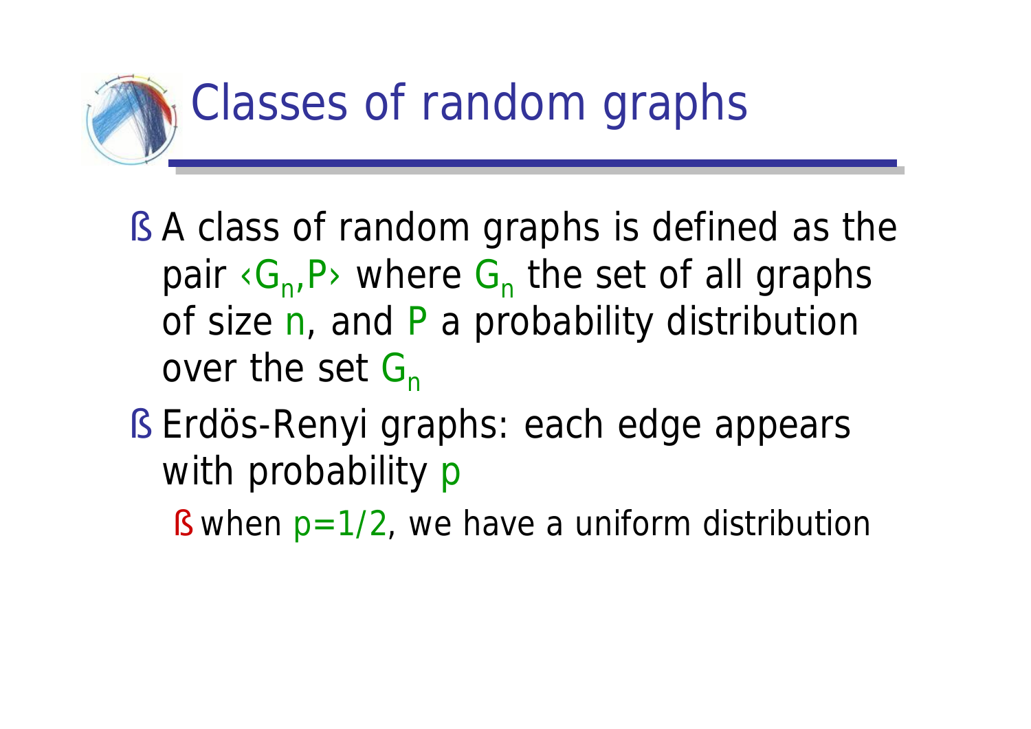# Classes of random graphs

- A class of random graphs is defined as the pair $\langle G_n, P \rangle$ where $G_n$ the set of all graphs of size $n$, and $P$ a probability distribution over the set $G_n$
- Erdös-Renyi graphs: each edge appears with probability $p$
  - when $p=1/2$, we have a uniform distribution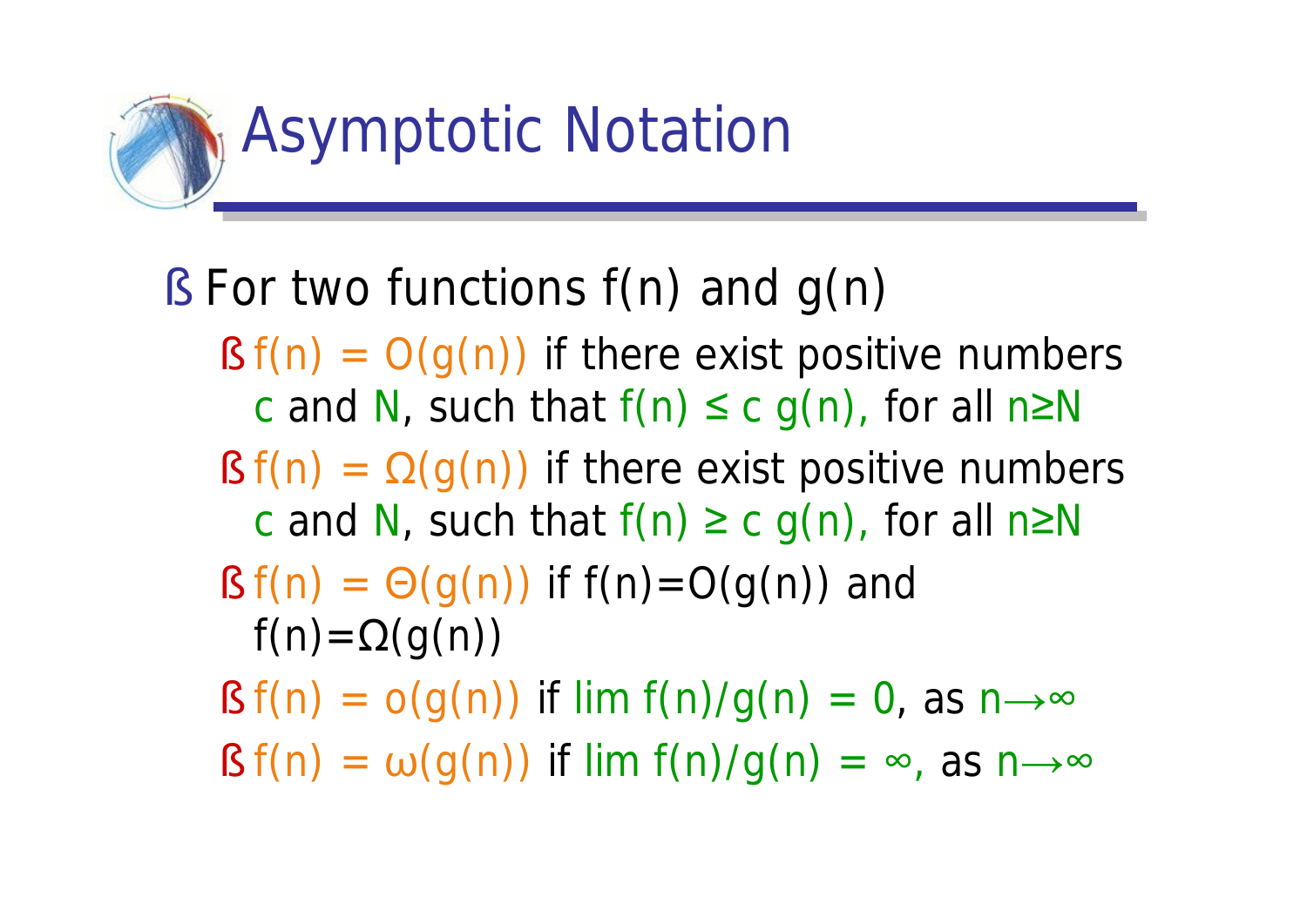# Asymptotic Notation

- For two functions $f(n)$ and $g(n)$
  - $f(n) = O(g(n))$ if there exist positive numbers $c$ and $N$, such that $f(n) \leq c\, g(n)$, for all $n \geq N$
  - $f(n) = \Omega(g(n))$ if there exist positive numbers $c$ and $N$, such that $f(n) \geq c\, g(n)$, for all $n \geq N$
  - $f(n) = \Theta(g(n))$ if $f(n)=O(g(n))$ and $f(n)=\Omega(g(n))$
  - $f(n) = o(g(n))$ if $\lim f(n)/g(n) = 0$, as $n \to \infty$
  - $f(n) = \omega(g(n))$ if $\lim f(n)/g(n) = \infty$, as $n \to \infty$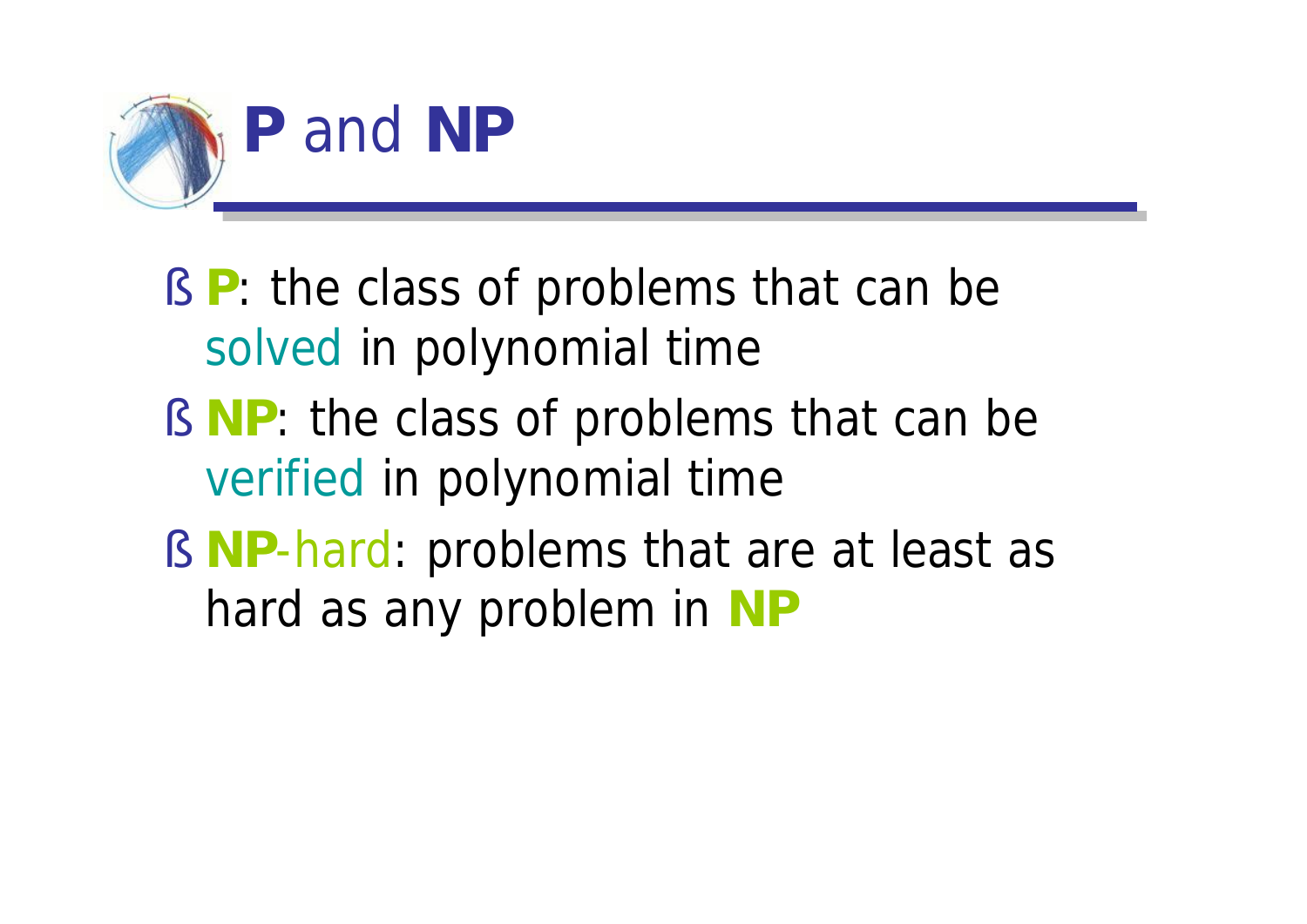# **P** and **NP**

- **P**: the class of problems that can be solved in polynomial time
- **NP**: the class of problems that can be verified in polynomial time
- **NP**-hard: problems that are at least as hard as any problem in **NP**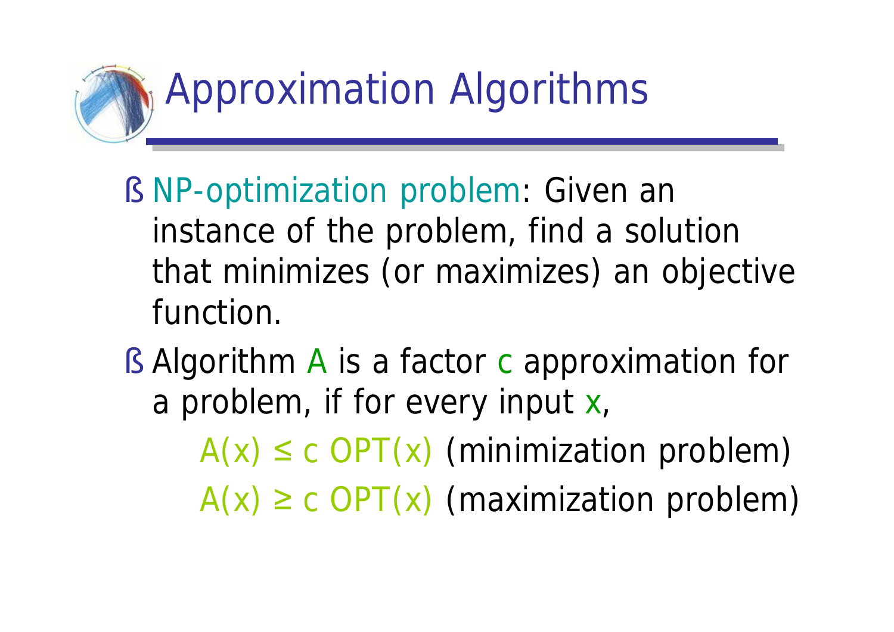# Approximation Algorithms

- NP-optimization problem: Given an instance of the problem, find a solution that minimizes (or maximizes) an objective function.
- Algorithm $A$ is a factor $c$ approximation for a problem, if for every input $x$,

  $A(x) \leq c \, OPT(x)$ (minimization problem)

  $A(x) \geq c \, OPT(x)$ (maximization problem)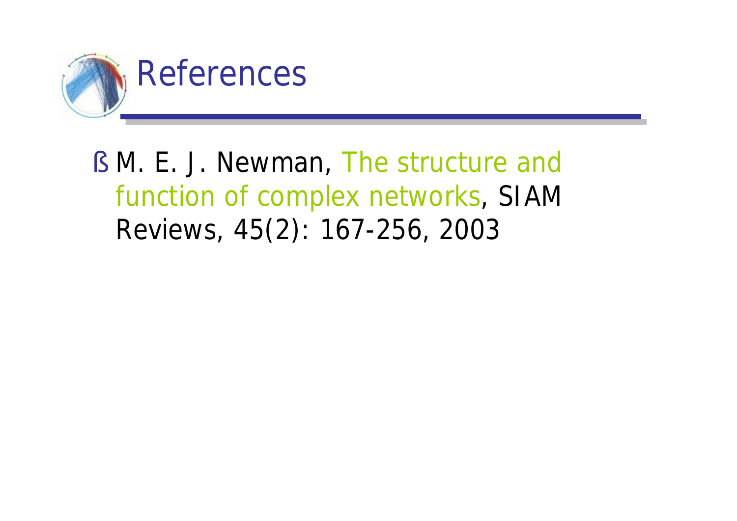# References

- M. E. J. Newman, The structure and function of complex networks, SIAM Reviews, 45(2): 167-256, 2003